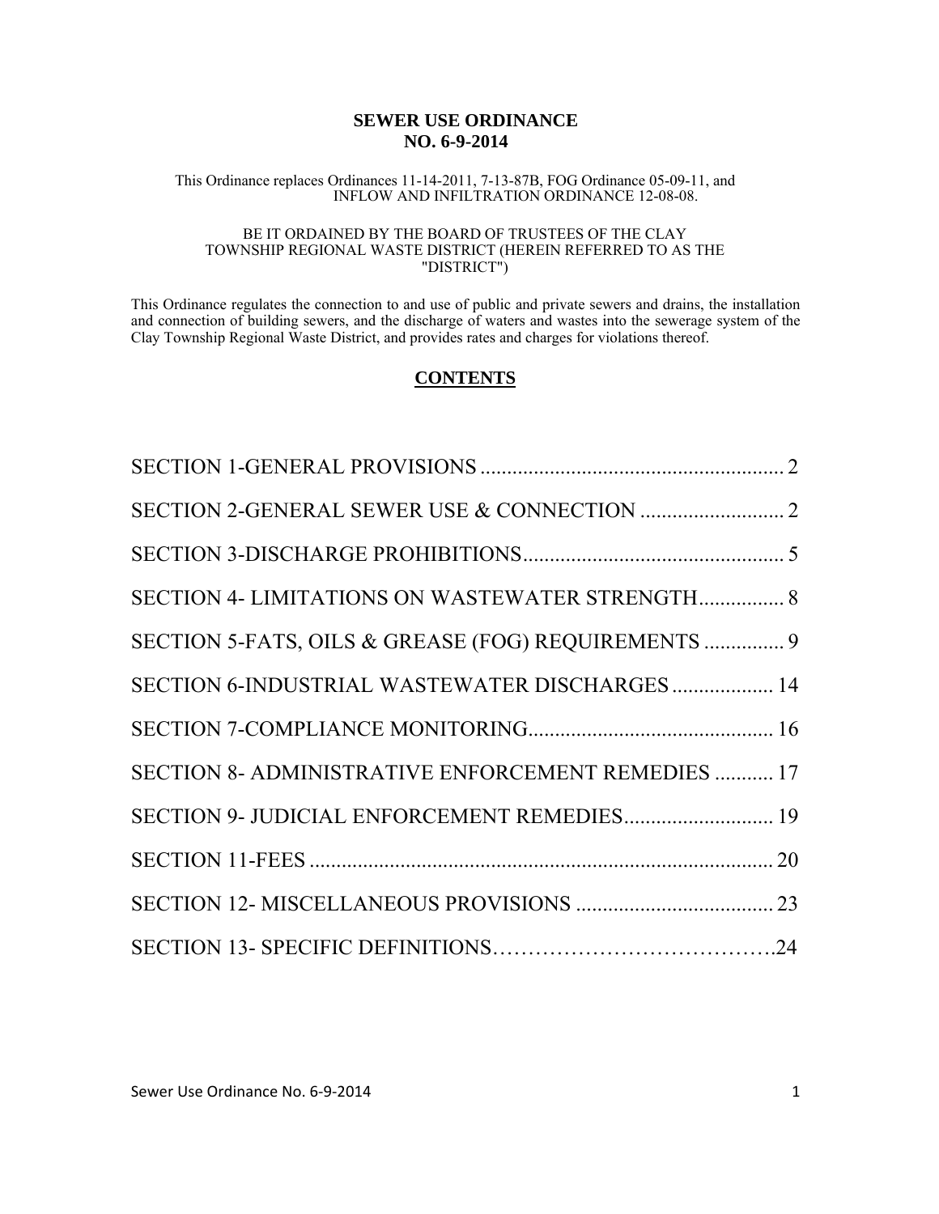# SEWER USE ORDINANCE
# NO. 6-9-2014

This Ordinance replaces Ordinances 11-14-2011, 7-13-87B, FOG Ordinance 05-09-11, and INFLOW AND INFILTRATION ORDINANCE 12-08-08.

BE IT ORDAINED BY THE BOARD OF TRUSTEES OF THE CLAY TOWNSHIP REGIONAL WASTE DISTRICT (HEREIN REFERRED TO AS THE "DISTRICT")

This Ordinance regulates the connection to and use of public and private sewers and drains, the installation and connection of building sewers, and the discharge of waters and wastes into the sewerage system of the Clay Township Regional Waste District, and provides rates and charges for violations thereof.

## CONTENTS

SECTION 1-GENERAL PROVISIONS ........................................................ 2

SECTION 2-GENERAL SEWER USE & CONNECTION .......................... 2

SECTION 3-DISCHARGE PROHIBITIONS................................................ 5

SECTION 4- LIMITATIONS ON WASTEWATER STRENGTH................ 8

SECTION 5-FATS, OILS & GREASE (FOG) REQUIREMENTS ............... 9

SECTION 6-INDUSTRIAL WASTEWATER DISCHARGES ................... 14

SECTION 7-COMPLIANCE MONITORING............................................ 16

SECTION 8- ADMINISTRATIVE ENFORCEMENT REMEDIES ........... 17

SECTION 9- JUDICIAL ENFORCEMENT REMEDIES............................ 19

SECTION 11-FEES ...................................................................................... 20

SECTION 12- MISCELLANEOUS PROVISIONS ..................................... 23

SECTION 13- SPECIFIC DEFINITIONS………………………………….24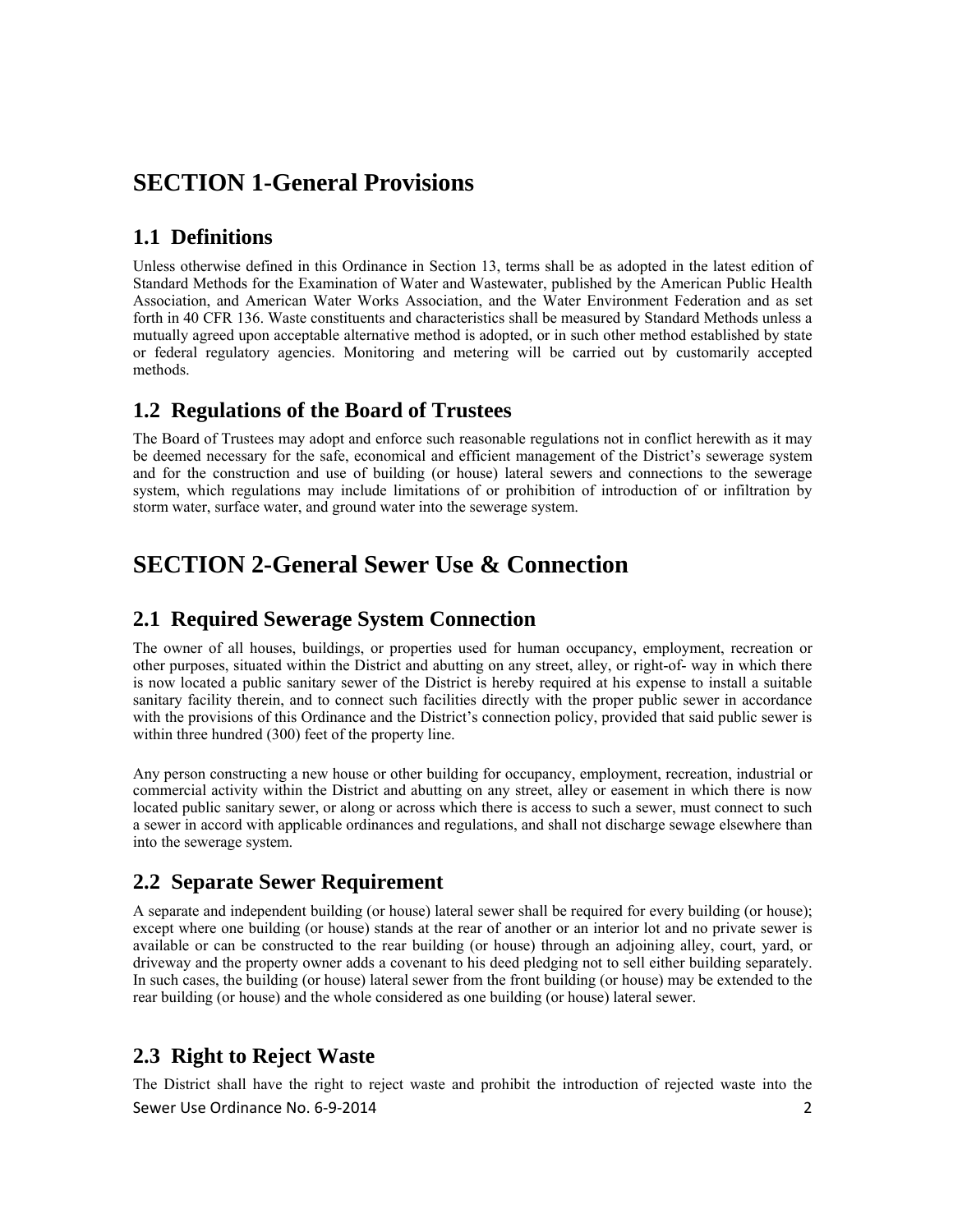# SECTION 1-General Provisions

## 1.1 Definitions

Unless otherwise defined in this Ordinance in Section 13, terms shall be as adopted in the latest edition of Standard Methods for the Examination of Water and Wastewater, published by the American Public Health Association, and American Water Works Association, and the Water Environment Federation and as set forth in 40 CFR 136. Waste constituents and characteristics shall be measured by Standard Methods unless a mutually agreed upon acceptable alternative method is adopted, or in such other method established by state or federal regulatory agencies. Monitoring and metering will be carried out by customarily accepted methods.

## 1.2 Regulations of the Board of Trustees

The Board of Trustees may adopt and enforce such reasonable regulations not in conflict herewith as it may be deemed necessary for the safe, economical and efficient management of the District's sewerage system and for the construction and use of building (or house) lateral sewers and connections to the sewerage system, which regulations may include limitations of or prohibition of introduction of or infiltration by storm water, surface water, and ground water into the sewerage system.

# SECTION 2-General Sewer Use & Connection

## 2.1 Required Sewerage System Connection

The owner of all houses, buildings, or properties used for human occupancy, employment, recreation or other purposes, situated within the District and abutting on any street, alley, or right-of- way in which there is now located a public sanitary sewer of the District is hereby required at his expense to install a suitable sanitary facility therein, and to connect such facilities directly with the proper public sewer in accordance with the provisions of this Ordinance and the District's connection policy, provided that said public sewer is within three hundred (300) feet of the property line.

Any person constructing a new house or other building for occupancy, employment, recreation, industrial or commercial activity within the District and abutting on any street, alley or easement in which there is now located public sanitary sewer, or along or across which there is access to such a sewer, must connect to such a sewer in accord with applicable ordinances and regulations, and shall not discharge sewage elsewhere than into the sewerage system.

## 2.2 Separate Sewer Requirement

A separate and independent building (or house) lateral sewer shall be required for every building (or house); except where one building (or house) stands at the rear of another or an interior lot and no private sewer is available or can be constructed to the rear building (or house) through an adjoining alley, court, yard, or driveway and the property owner adds a covenant to his deed pledging not to sell either building separately. In such cases, the building (or house) lateral sewer from the front building (or house) may be extended to the rear building (or house) and the whole considered as one building (or house) lateral sewer.

## 2.3 Right to Reject Waste

The District shall have the right to reject waste and prohibit the introduction of rejected waste into the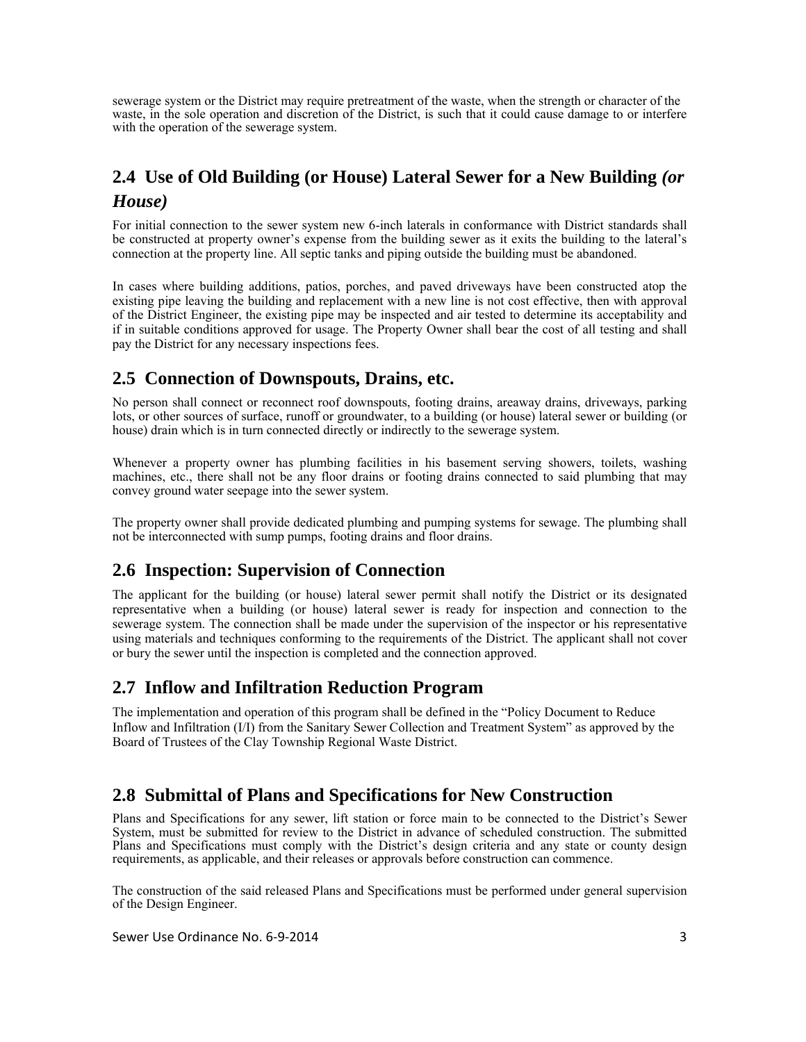sewerage system or the District may require pretreatment of the waste, when the strength or character of the waste, in the sole operation and discretion of the District, is such that it could cause damage to or interfere with the operation of the sewerage system.

## 2.4 Use of Old Building (or House) Lateral Sewer for a New Building *(or House)*

For initial connection to the sewer system new 6-inch laterals in conformance with District standards shall be constructed at property owner's expense from the building sewer as it exits the building to the lateral's connection at the property line. All septic tanks and piping outside the building must be abandoned.

In cases where building additions, patios, porches, and paved driveways have been constructed atop the existing pipe leaving the building and replacement with a new line is not cost effective, then with approval of the District Engineer, the existing pipe may be inspected and air tested to determine its acceptability and if in suitable conditions approved for usage. The Property Owner shall bear the cost of all testing and shall pay the District for any necessary inspections fees.

## 2.5 Connection of Downspouts, Drains, etc.

No person shall connect or reconnect roof downspouts, footing drains, areaway drains, driveways, parking lots, or other sources of surface, runoff or groundwater, to a building (or house) lateral sewer or building (or house) drain which is in turn connected directly or indirectly to the sewerage system.

Whenever a property owner has plumbing facilities in his basement serving showers, toilets, washing machines, etc., there shall not be any floor drains or footing drains connected to said plumbing that may convey ground water seepage into the sewer system.

The property owner shall provide dedicated plumbing and pumping systems for sewage. The plumbing shall not be interconnected with sump pumps, footing drains and floor drains.

## 2.6 Inspection: Supervision of Connection

The applicant for the building (or house) lateral sewer permit shall notify the District or its designated representative when a building (or house) lateral sewer is ready for inspection and connection to the sewerage system. The connection shall be made under the supervision of the inspector or his representative using materials and techniques conforming to the requirements of the District. The applicant shall not cover or bury the sewer until the inspection is completed and the connection approved.

## 2.7 Inflow and Infiltration Reduction Program

The implementation and operation of this program shall be defined in the "Policy Document to Reduce Inflow and Infiltration (I/I) from the Sanitary Sewer Collection and Treatment System" as approved by the Board of Trustees of the Clay Township Regional Waste District.

## 2.8 Submittal of Plans and Specifications for New Construction

Plans and Specifications for any sewer, lift station or force main to be connected to the District's Sewer System, must be submitted for review to the District in advance of scheduled construction. The submitted Plans and Specifications must comply with the District's design criteria and any state or county design requirements, as applicable, and their releases or approvals before construction can commence.

The construction of the said released Plans and Specifications must be performed under general supervision of the Design Engineer.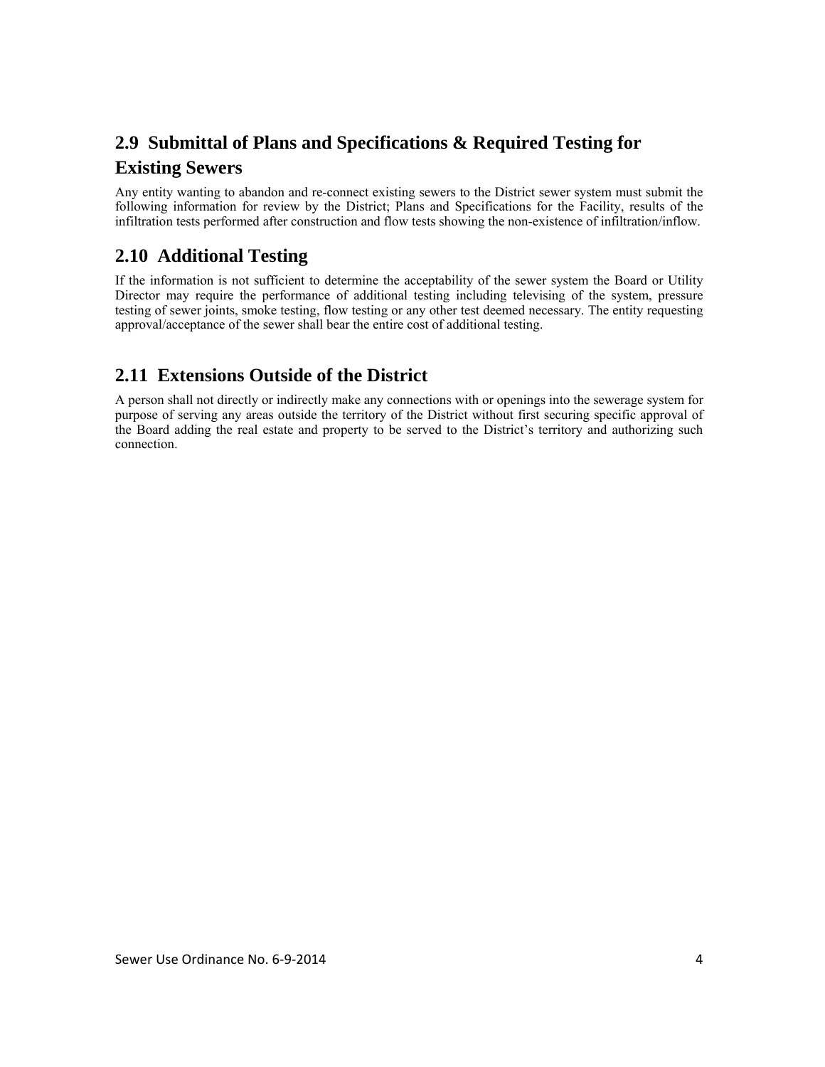## 2.9 Submittal of Plans and Specifications & Required Testing for Existing Sewers

Any entity wanting to abandon and re-connect existing sewers to the District sewer system must submit the following information for review by the District; Plans and Specifications for the Facility, results of the infiltration tests performed after construction and flow tests showing the non-existence of infiltration/inflow.

## 2.10 Additional Testing

If the information is not sufficient to determine the acceptability of the sewer system the Board or Utility Director may require the performance of additional testing including televising of the system, pressure testing of sewer joints, smoke testing, flow testing or any other test deemed necessary. The entity requesting approval/acceptance of the sewer shall bear the entire cost of additional testing.

## 2.11 Extensions Outside of the District

A person shall not directly or indirectly make any connections with or openings into the sewerage system for purpose of serving any areas outside the territory of the District without first securing specific approval of the Board adding the real estate and property to be served to the District's territory and authorizing such connection.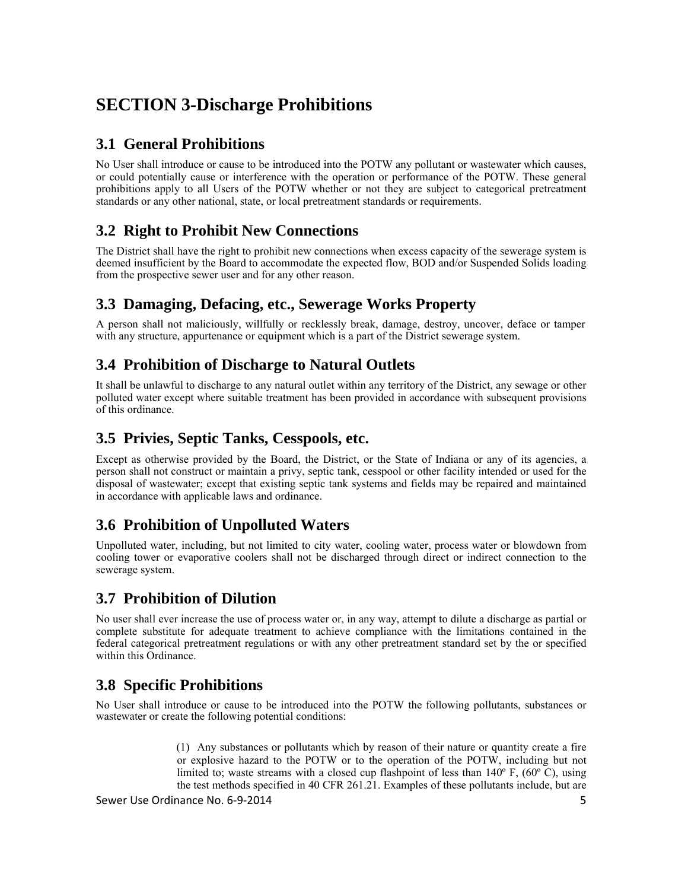# SECTION 3-Discharge Prohibitions

## 3.1 General Prohibitions

No User shall introduce or cause to be introduced into the POTW any pollutant or wastewater which causes, or could potentially cause or interference with the operation or performance of the POTW. These general prohibitions apply to all Users of the POTW whether or not they are subject to categorical pretreatment standards or any other national, state, or local pretreatment standards or requirements.

## 3.2 Right to Prohibit New Connections

The District shall have the right to prohibit new connections when excess capacity of the sewerage system is deemed insufficient by the Board to accommodate the expected flow, BOD and/or Suspended Solids loading from the prospective sewer user and for any other reason.

## 3.3 Damaging, Defacing, etc., Sewerage Works Property

A person shall not maliciously, willfully or recklessly break, damage, destroy, uncover, deface or tamper with any structure, appurtenance or equipment which is a part of the District sewerage system.

## 3.4 Prohibition of Discharge to Natural Outlets

It shall be unlawful to discharge to any natural outlet within any territory of the District, any sewage or other polluted water except where suitable treatment has been provided in accordance with subsequent provisions of this ordinance.

## 3.5 Privies, Septic Tanks, Cesspools, etc.

Except as otherwise provided by the Board, the District, or the State of Indiana or any of its agencies, a person shall not construct or maintain a privy, septic tank, cesspool or other facility intended or used for the disposal of wastewater; except that existing septic tank systems and fields may be repaired and maintained in accordance with applicable laws and ordinance.

## 3.6 Prohibition of Unpolluted Waters

Unpolluted water, including, but not limited to city water, cooling water, process water or blowdown from cooling tower or evaporative coolers shall not be discharged through direct or indirect connection to the sewerage system.

## 3.7 Prohibition of Dilution

No user shall ever increase the use of process water or, in any way, attempt to dilute a discharge as partial or complete substitute for adequate treatment to achieve compliance with the limitations contained in the federal categorical pretreatment regulations or with any other pretreatment standard set by the or specified within this Ordinance.

## 3.8 Specific Prohibitions

No User shall introduce or cause to be introduced into the POTW the following pollutants, substances or wastewater or create the following potential conditions:

(1) Any substances or pollutants which by reason of their nature or quantity create a fire or explosive hazard to the POTW or to the operation of the POTW, including but not limited to; waste streams with a closed cup flashpoint of less than 140º F, (60º C), using the test methods specified in 40 CFR 261.21. Examples of these pollutants include, but are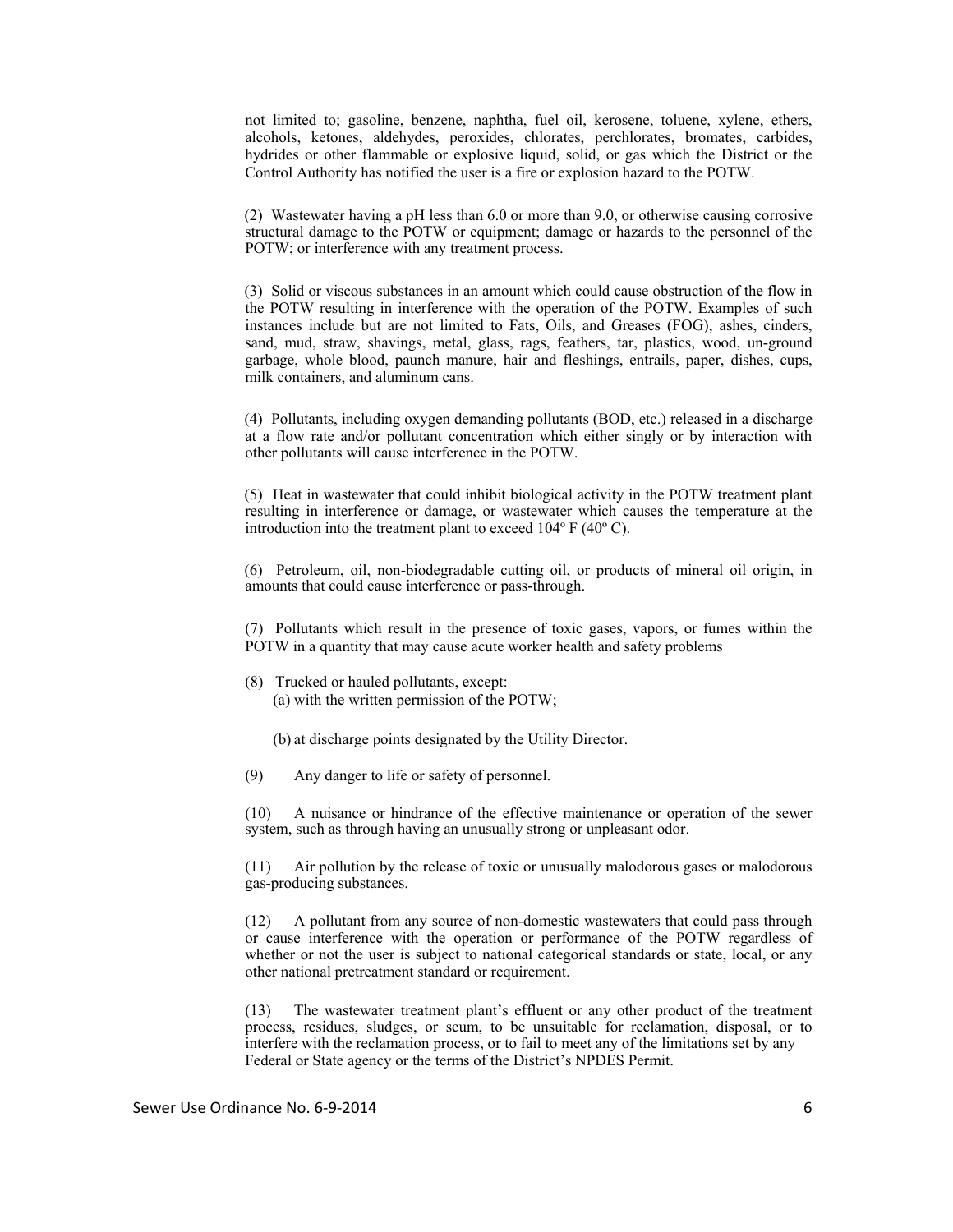not limited to; gasoline, benzene, naphtha, fuel oil, kerosene, toluene, xylene, ethers, alcohols, ketones, aldehydes, peroxides, chlorates, perchlorates, bromates, carbides, hydrides or other flammable or explosive liquid, solid, or gas which the District or the Control Authority has notified the user is a fire or explosion hazard to the POTW.

(2) Wastewater having a pH less than 6.0 or more than 9.0, or otherwise causing corrosive structural damage to the POTW or equipment; damage or hazards to the personnel of the POTW; or interference with any treatment process.

(3) Solid or viscous substances in an amount which could cause obstruction of the flow in the POTW resulting in interference with the operation of the POTW. Examples of such instances include but are not limited to Fats, Oils, and Greases (FOG), ashes, cinders, sand, mud, straw, shavings, metal, glass, rags, feathers, tar, plastics, wood, un-ground garbage, whole blood, paunch manure, hair and fleshings, entrails, paper, dishes, cups, milk containers, and aluminum cans.

(4) Pollutants, including oxygen demanding pollutants (BOD, etc.) released in a discharge at a flow rate and/or pollutant concentration which either singly or by interaction with other pollutants will cause interference in the POTW.

(5) Heat in wastewater that could inhibit biological activity in the POTW treatment plant resulting in interference or damage, or wastewater which causes the temperature at the introduction into the treatment plant to exceed 104º F (40º C).

(6) Petroleum, oil, non-biodegradable cutting oil, or products of mineral oil origin, in amounts that could cause interference or pass-through.

(7) Pollutants which result in the presence of toxic gases, vapors, or fumes within the POTW in a quantity that may cause acute worker health and safety problems

(8) Trucked or hauled pollutants, except:
  (a) with the written permission of the POTW;

  (b) at discharge points designated by the Utility Director.

(9) Any danger to life or safety of personnel.

(10) A nuisance or hindrance of the effective maintenance or operation of the sewer system, such as through having an unusually strong or unpleasant odor.

(11) Air pollution by the release of toxic or unusually malodorous gases or malodorous gas-producing substances.

(12) A pollutant from any source of non-domestic wastewaters that could pass through or cause interference with the operation or performance of the POTW regardless of whether or not the user is subject to national categorical standards or state, local, or any other national pretreatment standard or requirement.

(13) The wastewater treatment plant's effluent or any other product of the treatment process, residues, sludges, or scum, to be unsuitable for reclamation, disposal, or to interfere with the reclamation process, or to fail to meet any of the limitations set by any Federal or State agency or the terms of the District's NPDES Permit.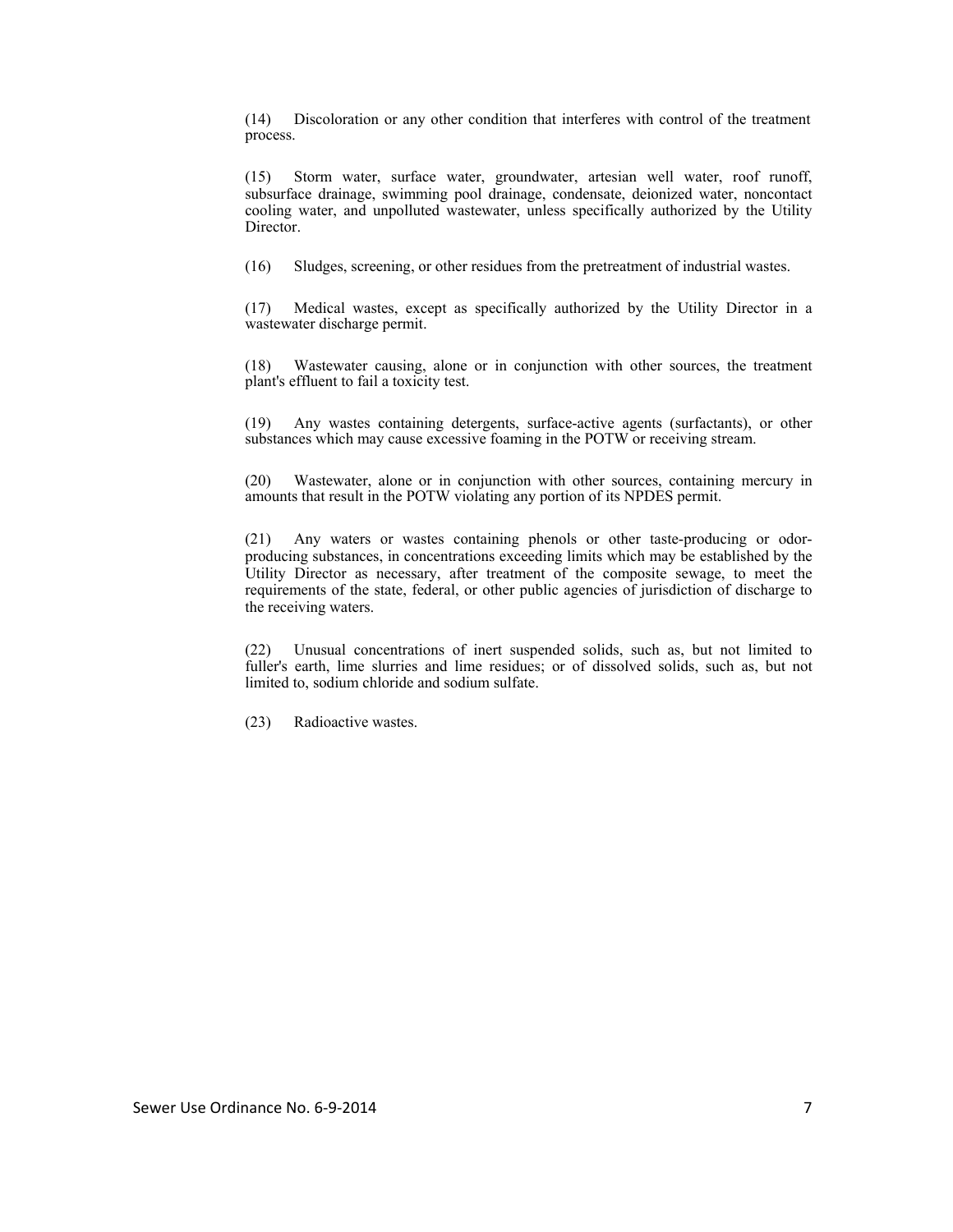(14) Discoloration or any other condition that interferes with control of the treatment process.

(15) Storm water, surface water, groundwater, artesian well water, roof runoff, subsurface drainage, swimming pool drainage, condensate, deionized water, noncontact cooling water, and unpolluted wastewater, unless specifically authorized by the Utility Director.

(16) Sludges, screening, or other residues from the pretreatment of industrial wastes.

(17) Medical wastes, except as specifically authorized by the Utility Director in a wastewater discharge permit.

(18) Wastewater causing, alone or in conjunction with other sources, the treatment plant's effluent to fail a toxicity test.

(19) Any wastes containing detergents, surface-active agents (surfactants), or other substances which may cause excessive foaming in the POTW or receiving stream.

(20) Wastewater, alone or in conjunction with other sources, containing mercury in amounts that result in the POTW violating any portion of its NPDES permit.

(21) Any waters or wastes containing phenols or other taste-producing or odor-producing substances, in concentrations exceeding limits which may be established by the Utility Director as necessary, after treatment of the composite sewage, to meet the requirements of the state, federal, or other public agencies of jurisdiction of discharge to the receiving waters.

(22) Unusual concentrations of inert suspended solids, such as, but not limited to fuller's earth, lime slurries and lime residues; or of dissolved solids, such as, but not limited to, sodium chloride and sodium sulfate.

(23) Radioactive wastes.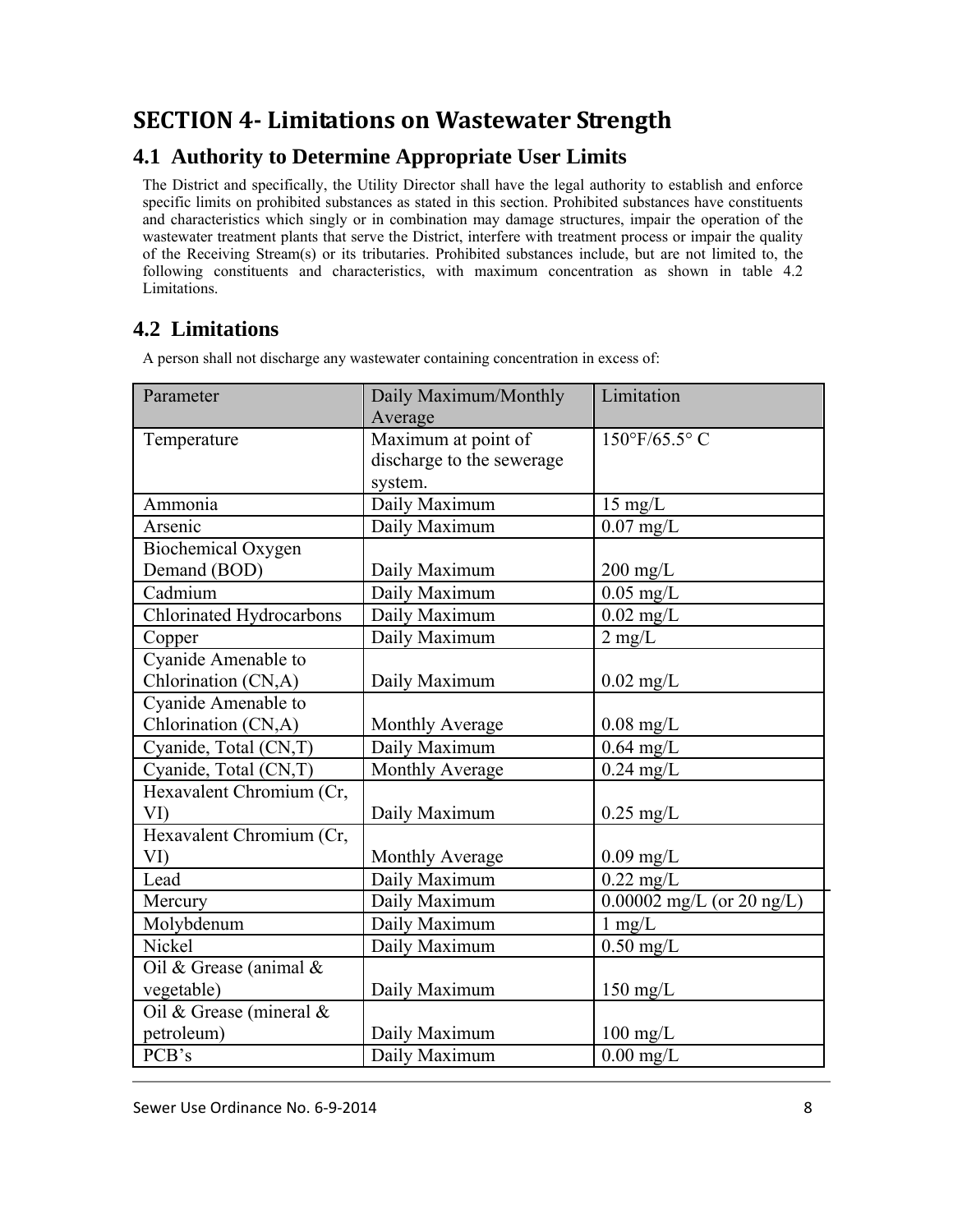# SECTION 4- Limitations on Wastewater Strength

## 4.1 Authority to Determine Appropriate User Limits

The District and specifically, the Utility Director shall have the legal authority to establish and enforce specific limits on prohibited substances as stated in this section. Prohibited substances have constituents and characteristics which singly or in combination may damage structures, impair the operation of the wastewater treatment plants that serve the District, interfere with treatment process or impair the quality of the Receiving Stream(s) or its tributaries. Prohibited substances include, but are not limited to, the following constituents and characteristics, with maximum concentration as shown in table 4.2 Limitations.

## 4.2 Limitations

A person shall not discharge any wastewater containing concentration in excess of:

| Parameter | Daily Maximum/Monthly Average | Limitation |
|---|---|---|
| Temperature | Maximum at point of discharge to the sewerage system. | 150°F/65.5° C |
| Ammonia | Daily Maximum | 15 mg/L |
| Arsenic | Daily Maximum | 0.07 mg/L |
| Biochemical Oxygen Demand (BOD) | Daily Maximum | 200 mg/L |
| Cadmium | Daily Maximum | 0.05 mg/L |
| Chlorinated Hydrocarbons | Daily Maximum | 0.02 mg/L |
| Copper | Daily Maximum | 2 mg/L |
| Cyanide Amenable to Chlorination (CN,A) | Daily Maximum | 0.02 mg/L |
| Cyanide Amenable to Chlorination (CN,A) | Monthly Average | 0.08 mg/L |
| Cyanide, Total (CN,T) | Daily Maximum | 0.64 mg/L |
| Cyanide, Total (CN,T) | Monthly Average | 0.24 mg/L |
| Hexavalent Chromium (Cr, VI) | Daily Maximum | 0.25 mg/L |
| Hexavalent Chromium (Cr, VI) | Monthly Average | 0.09 mg/L |
| Lead | Daily Maximum | 0.22 mg/L |
| Mercury | Daily Maximum | 0.00002 mg/L (or 20 ng/L) |
| Molybdenum | Daily Maximum | 1 mg/L |
| Nickel | Daily Maximum | 0.50 mg/L |
| Oil & Grease (animal & vegetable) | Daily Maximum | 150 mg/L |
| Oil & Grease (mineral & petroleum) | Daily Maximum | 100 mg/L |
| PCB's | Daily Maximum | 0.00 mg/L |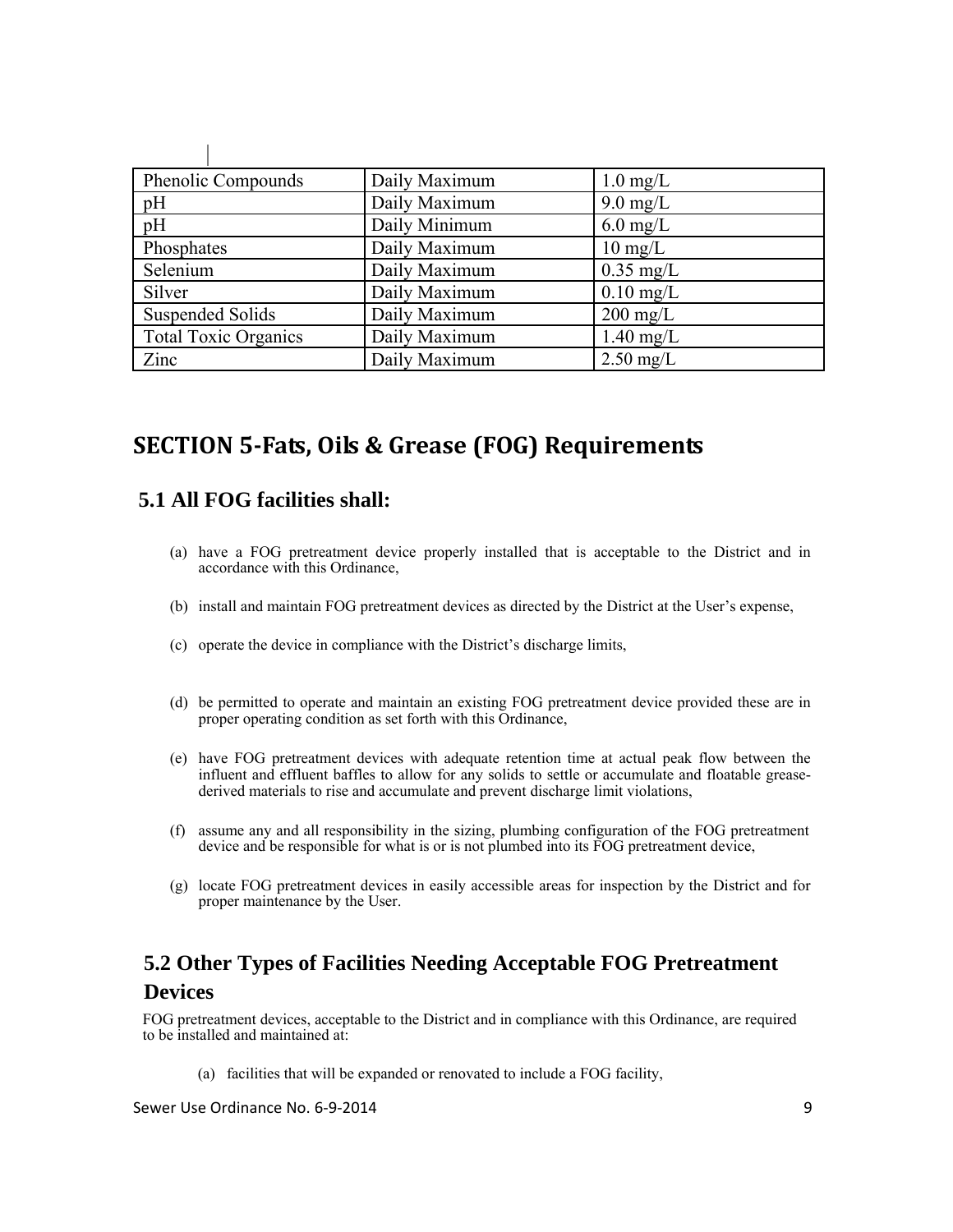| Phenolic Compounds | Daily Maximum | 1.0 mg/L |
|---|---|---|
| pH | Daily Maximum | 9.0 mg/L |
| pH | Daily Minimum | 6.0 mg/L |
| Phosphates | Daily Maximum | 10 mg/L |
| Selenium | Daily Maximum | 0.35 mg/L |
| Silver | Daily Maximum | 0.10 mg/L |
| Suspended Solids | Daily Maximum | 200 mg/L |
| Total Toxic Organics | Daily Maximum | 1.40 mg/L |
| Zinc | Daily Maximum | 2.50 mg/L |

# SECTION 5-Fats, Oils & Grease (FOG) Requirements

## 5.1 All FOG facilities shall:

(a) have a FOG pretreatment device properly installed that is acceptable to the District and in accordance with this Ordinance,

(b) install and maintain FOG pretreatment devices as directed by the District at the User's expense,

(c) operate the device in compliance with the District's discharge limits,

(d) be permitted to operate and maintain an existing FOG pretreatment device provided these are in proper operating condition as set forth with this Ordinance,

(e) have FOG pretreatment devices with adequate retention time at actual peak flow between the influent and effluent baffles to allow for any solids to settle or accumulate and floatable grease-derived materials to rise and accumulate and prevent discharge limit violations,

(f) assume any and all responsibility in the sizing, plumbing configuration of the FOG pretreatment device and be responsible for what is or is not plumbed into its FOG pretreatment device,

(g) locate FOG pretreatment devices in easily accessible areas for inspection by the District and for proper maintenance by the User.

## 5.2 Other Types of Facilities Needing Acceptable FOG Pretreatment Devices

FOG pretreatment devices, acceptable to the District and in compliance with this Ordinance, are required to be installed and maintained at:

(a) facilities that will be expanded or renovated to include a FOG facility,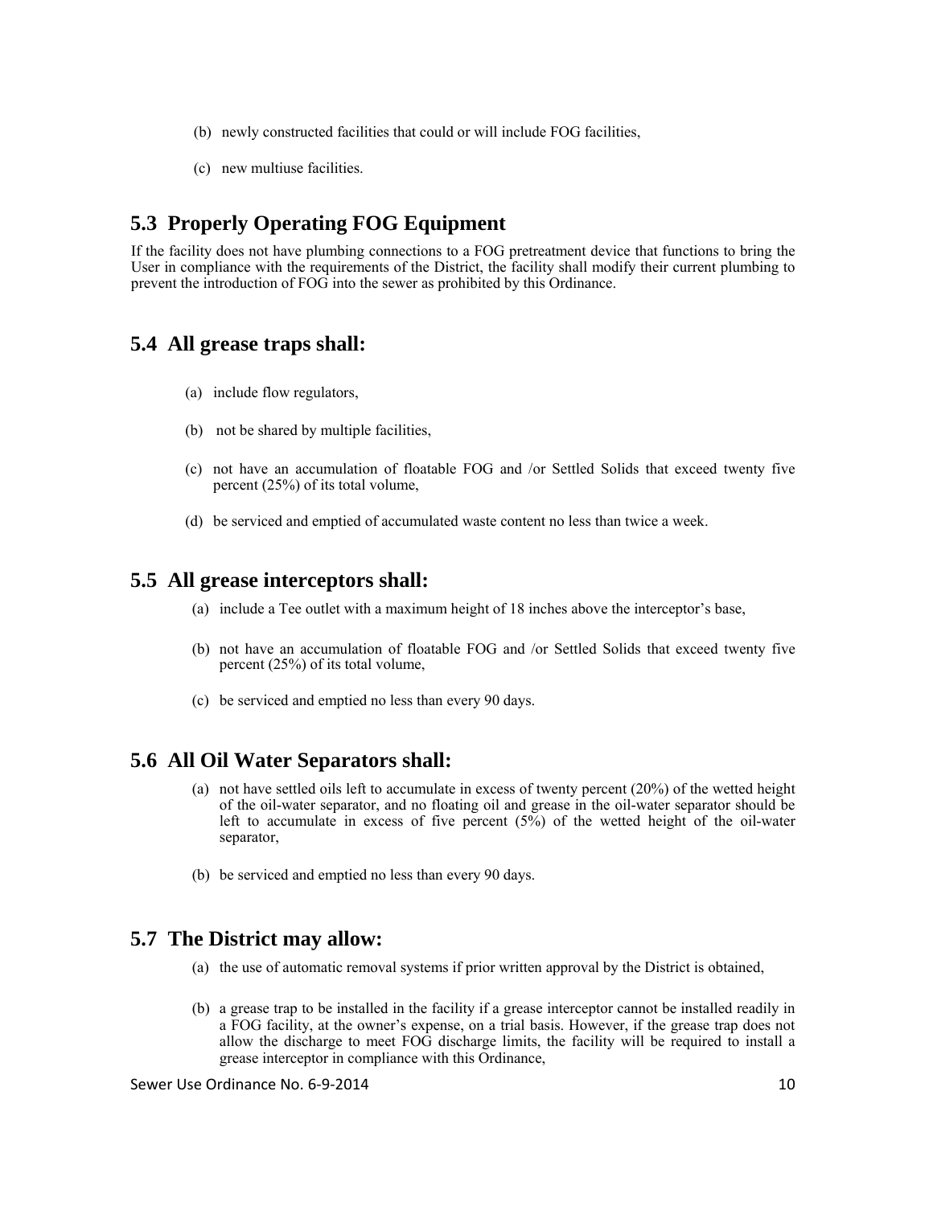(b) newly constructed facilities that could or will include FOG facilities,

(c) new multiuse facilities.

## 5.3 Properly Operating FOG Equipment

If the facility does not have plumbing connections to a FOG pretreatment device that functions to bring the User in compliance with the requirements of the District, the facility shall modify their current plumbing to prevent the introduction of FOG into the sewer as prohibited by this Ordinance.

## 5.4 All grease traps shall:

(a) include flow regulators,

(b) not be shared by multiple facilities,

(c) not have an accumulation of floatable FOG and /or Settled Solids that exceed twenty five percent (25%) of its total volume,

(d) be serviced and emptied of accumulated waste content no less than twice a week.

## 5.5 All grease interceptors shall:

(a) include a Tee outlet with a maximum height of 18 inches above the interceptor's base,

(b) not have an accumulation of floatable FOG and /or Settled Solids that exceed twenty five percent (25%) of its total volume,

(c) be serviced and emptied no less than every 90 days.

## 5.6 All Oil Water Separators shall:

(a) not have settled oils left to accumulate in excess of twenty percent (20%) of the wetted height of the oil-water separator, and no floating oil and grease in the oil-water separator should be left to accumulate in excess of five percent (5%) of the wetted height of the oil-water separator,

(b) be serviced and emptied no less than every 90 days.

## 5.7 The District may allow:

(a) the use of automatic removal systems if prior written approval by the District is obtained,

(b) a grease trap to be installed in the facility if a grease interceptor cannot be installed readily in a FOG facility, at the owner's expense, on a trial basis. However, if the grease trap does not allow the discharge to meet FOG discharge limits, the facility will be required to install a grease interceptor in compliance with this Ordinance,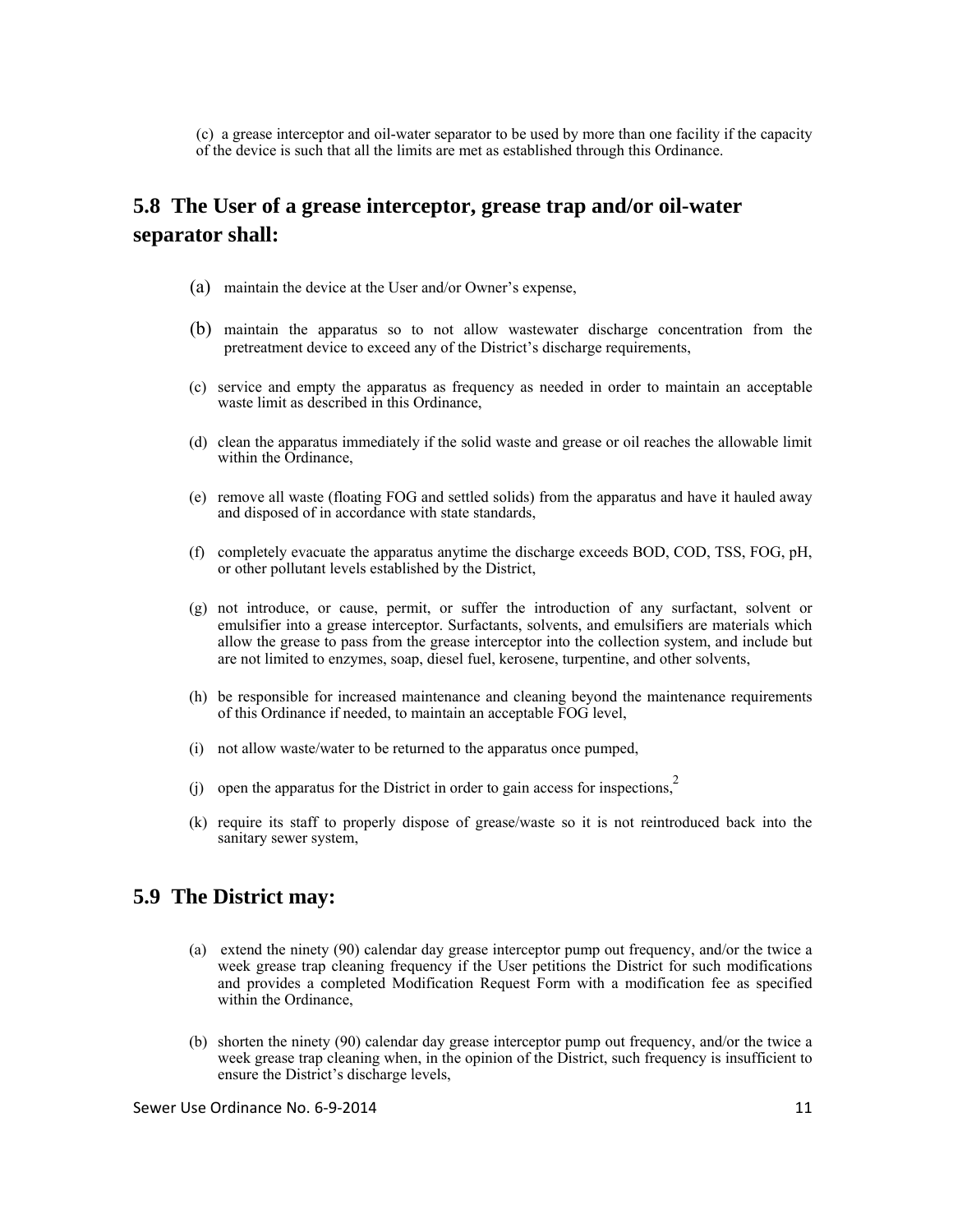(c) a grease interceptor and oil-water separator to be used by more than one facility if the capacity of the device is such that all the limits are met as established through this Ordinance.

## 5.8 The User of a grease interceptor, grease trap and/or oil-water separator shall:

(a) maintain the device at the User and/or Owner's expense,

(b) maintain the apparatus so to not allow wastewater discharge concentration from the pretreatment device to exceed any of the District's discharge requirements,

(c) service and empty the apparatus as frequency as needed in order to maintain an acceptable waste limit as described in this Ordinance,

(d) clean the apparatus immediately if the solid waste and grease or oil reaches the allowable limit within the Ordinance,

(e) remove all waste (floating FOG and settled solids) from the apparatus and have it hauled away and disposed of in accordance with state standards,

(f) completely evacuate the apparatus anytime the discharge exceeds BOD, COD, TSS, FOG, pH, or other pollutant levels established by the District,

(g) not introduce, or cause, permit, or suffer the introduction of any surfactant, solvent or emulsifier into a grease interceptor. Surfactants, solvents, and emulsifiers are materials which allow the grease to pass from the grease interceptor into the collection system, and include but are not limited to enzymes, soap, diesel fuel, kerosene, turpentine, and other solvents,

(h) be responsible for increased maintenance and cleaning beyond the maintenance requirements of this Ordinance if needed, to maintain an acceptable FOG level,

(i) not allow waste/water to be returned to the apparatus once pumped,

(j) open the apparatus for the District in order to gain access for inspections,[2]

(k) require its staff to properly dispose of grease/waste so it is not reintroduced back into the sanitary sewer system,

## 5.9 The District may:

(a) extend the ninety (90) calendar day grease interceptor pump out frequency, and/or the twice a week grease trap cleaning frequency if the User petitions the District for such modifications and provides a completed Modification Request Form with a modification fee as specified within the Ordinance,

(b) shorten the ninety (90) calendar day grease interceptor pump out frequency, and/or the twice a week grease trap cleaning when, in the opinion of the District, such frequency is insufficient to ensure the District's discharge levels,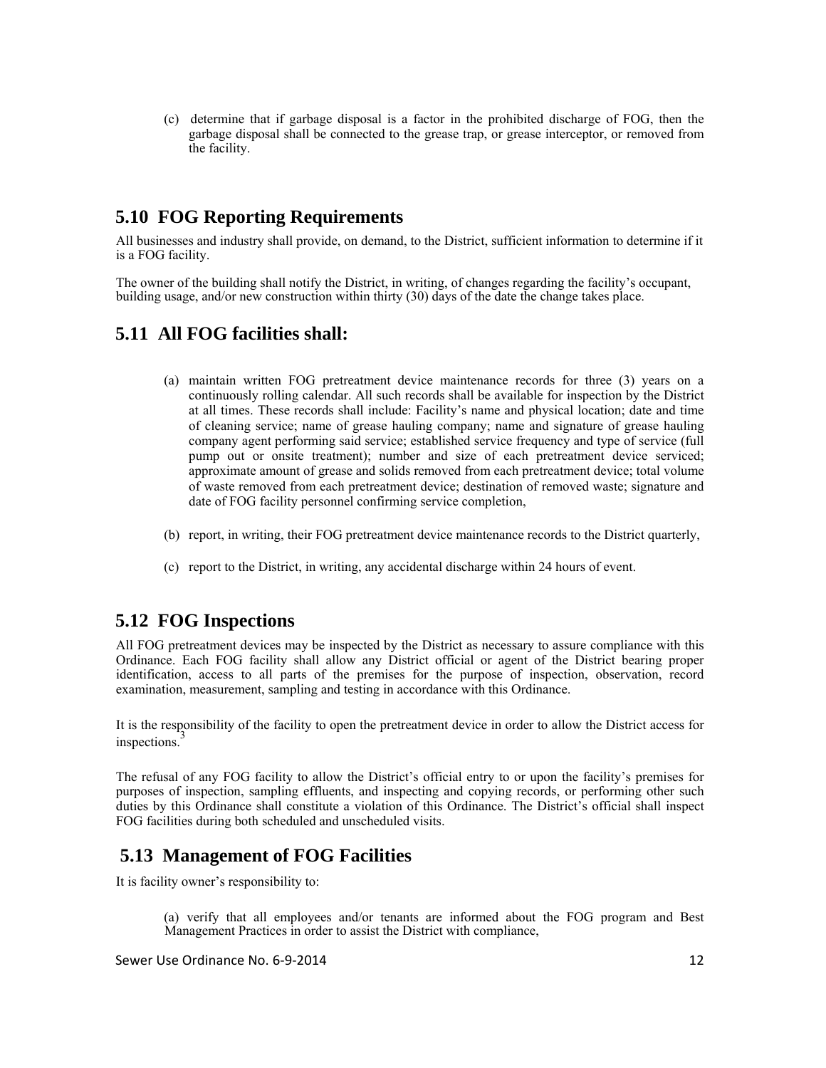(c) determine that if garbage disposal is a factor in the prohibited discharge of FOG, then the garbage disposal shall be connected to the grease trap, or grease interceptor, or removed from the facility.

## 5.10 FOG Reporting Requirements

All businesses and industry shall provide, on demand, to the District, sufficient information to determine if it is a FOG facility.

The owner of the building shall notify the District, in writing, of changes regarding the facility's occupant, building usage, and/or new construction within thirty (30) days of the date the change takes place.

## 5.11 All FOG facilities shall:

(a) maintain written FOG pretreatment device maintenance records for three (3) years on a continuously rolling calendar. All such records shall be available for inspection by the District at all times. These records shall include: Facility's name and physical location; date and time of cleaning service; name of grease hauling company; name and signature of grease hauling company agent performing said service; established service frequency and type of service (full pump out or onsite treatment); number and size of each pretreatment device serviced; approximate amount of grease and solids removed from each pretreatment device; total volume of waste removed from each pretreatment device; destination of removed waste; signature and date of FOG facility personnel confirming service completion,

(b) report, in writing, their FOG pretreatment device maintenance records to the District quarterly,

(c) report to the District, in writing, any accidental discharge within 24 hours of event.

## 5.12 FOG Inspections

All FOG pretreatment devices may be inspected by the District as necessary to assure compliance with this Ordinance. Each FOG facility shall allow any District official or agent of the District bearing proper identification, access to all parts of the premises for the purpose of inspection, observation, record examination, measurement, sampling and testing in accordance with this Ordinance.

It is the responsibility of the facility to open the pretreatment device in order to allow the District access for inspections.[3]

The refusal of any FOG facility to allow the District's official entry to or upon the facility's premises for purposes of inspection, sampling effluents, and inspecting and copying records, or performing other such duties by this Ordinance shall constitute a violation of this Ordinance. The District's official shall inspect FOG facilities during both scheduled and unscheduled visits.

## 5.13 Management of FOG Facilities

It is facility owner's responsibility to:

(a) verify that all employees and/or tenants are informed about the FOG program and Best Management Practices in order to assist the District with compliance,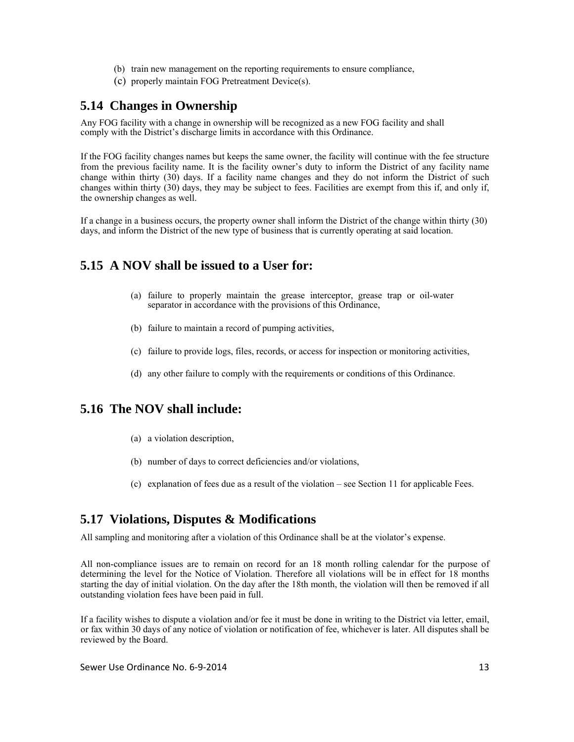(b) train new management on the reporting requirements to ensure compliance,

(c) properly maintain FOG Pretreatment Device(s).

## 5.14 Changes in Ownership

Any FOG facility with a change in ownership will be recognized as a new FOG facility and shall comply with the District's discharge limits in accordance with this Ordinance.

If the FOG facility changes names but keeps the same owner, the facility will continue with the fee structure from the previous facility name. It is the facility owner's duty to inform the District of any facility name change within thirty (30) days. If a facility name changes and they do not inform the District of such changes within thirty (30) days, they may be subject to fees. Facilities are exempt from this if, and only if, the ownership changes as well.

If a change in a business occurs, the property owner shall inform the District of the change within thirty (30) days, and inform the District of the new type of business that is currently operating at said location.

## 5.15 A NOV shall be issued to a User for:

(a) failure to properly maintain the grease interceptor, grease trap or oil-water separator in accordance with the provisions of this Ordinance,

(b) failure to maintain a record of pumping activities,

(c) failure to provide logs, files, records, or access for inspection or monitoring activities,

(d) any other failure to comply with the requirements or conditions of this Ordinance.

## 5.16 The NOV shall include:

(a) a violation description,

(b) number of days to correct deficiencies and/or violations,

(c) explanation of fees due as a result of the violation – see Section 11 for applicable Fees.

## 5.17 Violations, Disputes & Modifications

All sampling and monitoring after a violation of this Ordinance shall be at the violator's expense.

All non-compliance issues are to remain on record for an 18 month rolling calendar for the purpose of determining the level for the Notice of Violation. Therefore all violations will be in effect for 18 months starting the day of initial violation. On the day after the 18th month, the violation will then be removed if all outstanding violation fees have been paid in full.

If a facility wishes to dispute a violation and/or fee it must be done in writing to the District via letter, email, or fax within 30 days of any notice of violation or notification of fee, whichever is later. All disputes shall be reviewed by the Board.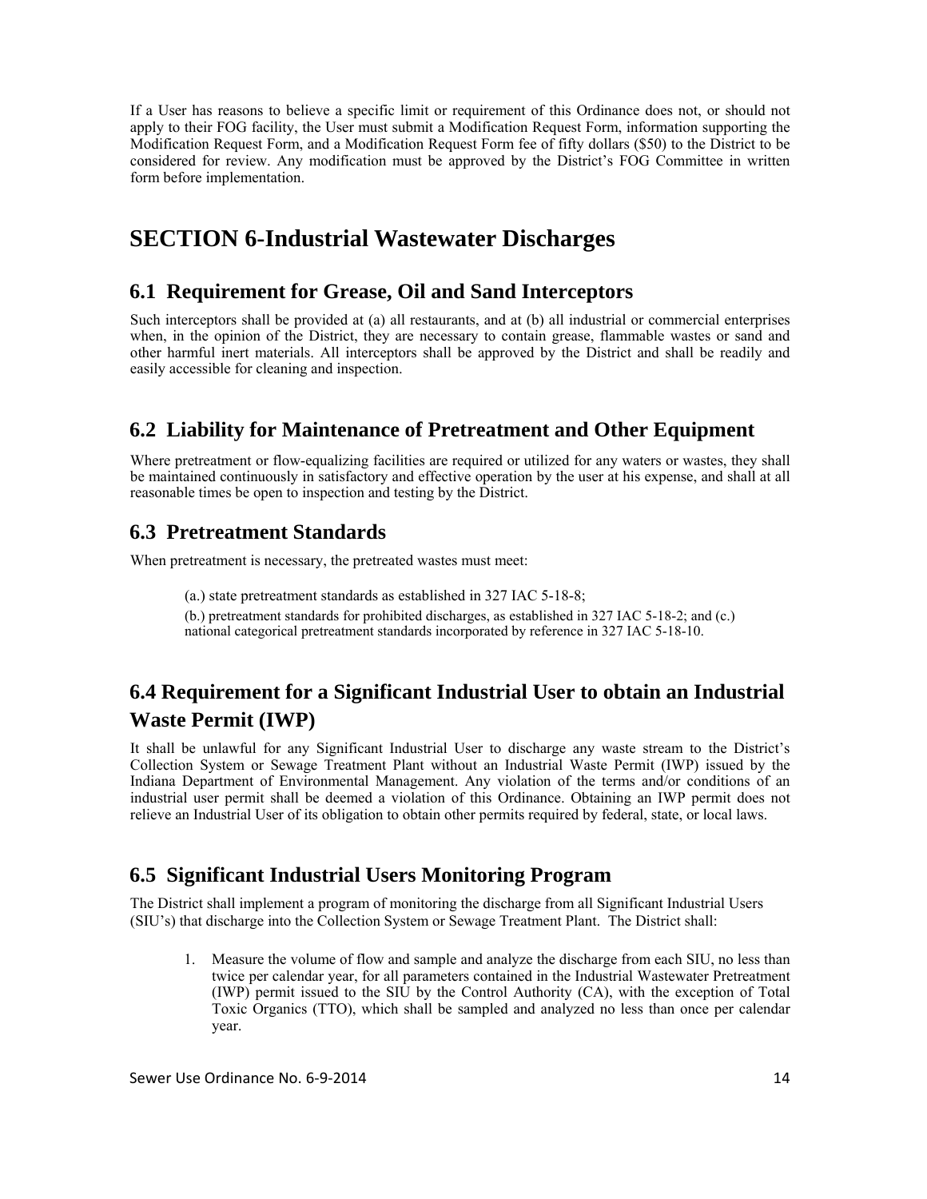If a User has reasons to believe a specific limit or requirement of this Ordinance does not, or should not apply to their FOG facility, the User must submit a Modification Request Form, information supporting the Modification Request Form, and a Modification Request Form fee of fifty dollars ($50) to the District to be considered for review. Any modification must be approved by the District's FOG Committee in written form before implementation.

# SECTION 6-Industrial Wastewater Discharges

## 6.1 Requirement for Grease, Oil and Sand Interceptors

Such interceptors shall be provided at (a) all restaurants, and at (b) all industrial or commercial enterprises when, in the opinion of the District, they are necessary to contain grease, flammable wastes or sand and other harmful inert materials. All interceptors shall be approved by the District and shall be readily and easily accessible for cleaning and inspection.

## 6.2 Liability for Maintenance of Pretreatment and Other Equipment

Where pretreatment or flow-equalizing facilities are required or utilized for any waters or wastes, they shall be maintained continuously in satisfactory and effective operation by the user at his expense, and shall at all reasonable times be open to inspection and testing by the District.

## 6.3 Pretreatment Standards

When pretreatment is necessary, the pretreated wastes must meet:

(a.) state pretreatment standards as established in 327 IAC 5-18-8;

(b.) pretreatment standards for prohibited discharges, as established in 327 IAC 5-18-2; and (c.) national categorical pretreatment standards incorporated by reference in 327 IAC 5-18-10.

## 6.4 Requirement for a Significant Industrial User to obtain an Industrial Waste Permit (IWP)

It shall be unlawful for any Significant Industrial User to discharge any waste stream to the District's Collection System or Sewage Treatment Plant without an Industrial Waste Permit (IWP) issued by the Indiana Department of Environmental Management. Any violation of the terms and/or conditions of an industrial user permit shall be deemed a violation of this Ordinance. Obtaining an IWP permit does not relieve an Industrial User of its obligation to obtain other permits required by federal, state, or local laws.

## 6.5 Significant Industrial Users Monitoring Program

The District shall implement a program of monitoring the discharge from all Significant Industrial Users (SIU's) that discharge into the Collection System or Sewage Treatment Plant. The District shall:

1. Measure the volume of flow and sample and analyze the discharge from each SIU, no less than twice per calendar year, for all parameters contained in the Industrial Wastewater Pretreatment (IWP) permit issued to the SIU by the Control Authority (CA), with the exception of Total Toxic Organics (TTO), which shall be sampled and analyzed no less than once per calendar year.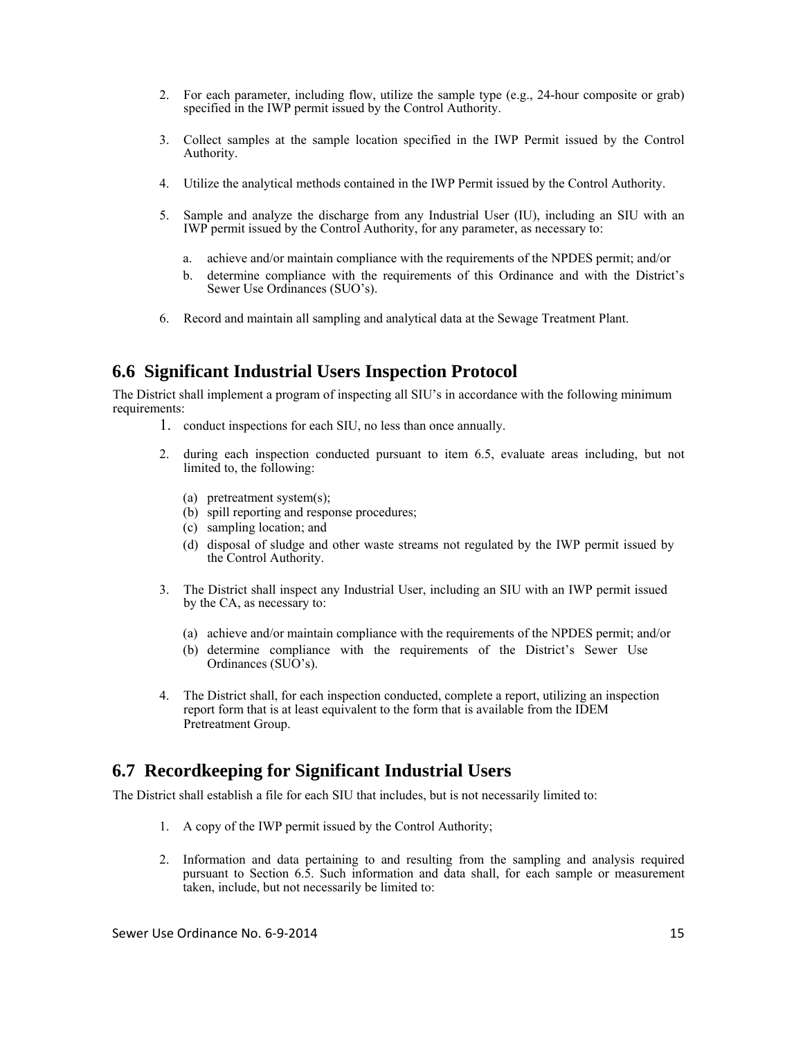2. For each parameter, including flow, utilize the sample type (e.g., 24-hour composite or grab) specified in the IWP permit issued by the Control Authority.

3. Collect samples at the sample location specified in the IWP Permit issued by the Control Authority.

4. Utilize the analytical methods contained in the IWP Permit issued by the Control Authority.

5. Sample and analyze the discharge from any Industrial User (IU), including an SIU with an IWP permit issued by the Control Authority, for any parameter, as necessary to:

   a. achieve and/or maintain compliance with the requirements of the NPDES permit; and/or
   b. determine compliance with the requirements of this Ordinance and with the District's Sewer Use Ordinances (SUO's).

6. Record and maintain all sampling and analytical data at the Sewage Treatment Plant.

## 6.6 Significant Industrial Users Inspection Protocol

The District shall implement a program of inspecting all SIU's in accordance with the following minimum requirements:

1. conduct inspections for each SIU, no less than once annually.

2. during each inspection conducted pursuant to item 6.5, evaluate areas including, but not limited to, the following:

   (a) pretreatment system(s);
   (b) spill reporting and response procedures;
   (c) sampling location; and
   (d) disposal of sludge and other waste streams not regulated by the IWP permit issued by the Control Authority.

3. The District shall inspect any Industrial User, including an SIU with an IWP permit issued by the CA, as necessary to:

   (a) achieve and/or maintain compliance with the requirements of the NPDES permit; and/or
   (b) determine compliance with the requirements of the District's Sewer Use Ordinances (SUO's).

4. The District shall, for each inspection conducted, complete a report, utilizing an inspection report form that is at least equivalent to the form that is available from the IDEM Pretreatment Group.

## 6.7 Recordkeeping for Significant Industrial Users

The District shall establish a file for each SIU that includes, but is not necessarily limited to:

1. A copy of the IWP permit issued by the Control Authority;

2. Information and data pertaining to and resulting from the sampling and analysis required pursuant to Section 6.5. Such information and data shall, for each sample or measurement taken, include, but not necessarily be limited to: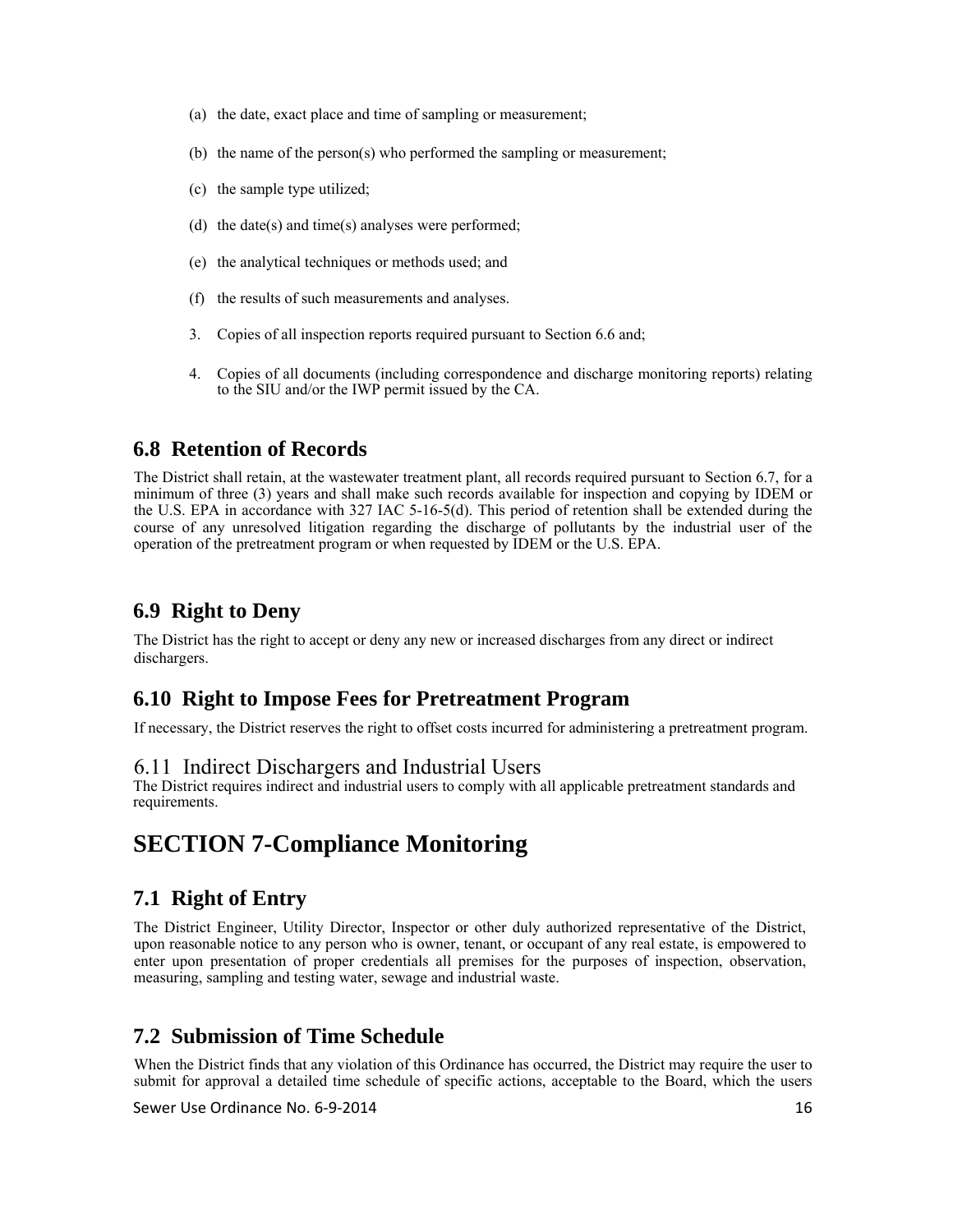(a) the date, exact place and time of sampling or measurement;

(b) the name of the person(s) who performed the sampling or measurement;

(c) the sample type utilized;

(d) the date(s) and time(s) analyses were performed;

(e) the analytical techniques or methods used; and

(f) the results of such measurements and analyses.

3. Copies of all inspection reports required pursuant to Section 6.6 and;

4. Copies of all documents (including correspondence and discharge monitoring reports) relating to the SIU and/or the IWP permit issued by the CA.

## 6.8 Retention of Records

The District shall retain, at the wastewater treatment plant, all records required pursuant to Section 6.7, for a minimum of three (3) years and shall make such records available for inspection and copying by IDEM or the U.S. EPA in accordance with 327 IAC 5-16-5(d). This period of retention shall be extended during the course of any unresolved litigation regarding the discharge of pollutants by the industrial user of the operation of the pretreatment program or when requested by IDEM or the U.S. EPA.

## 6.9 Right to Deny

The District has the right to accept or deny any new or increased discharges from any direct or indirect dischargers.

## 6.10 Right to Impose Fees for Pretreatment Program

If necessary, the District reserves the right to offset costs incurred for administering a pretreatment program.

## 6.11 Indirect Dischargers and Industrial Users

The District requires indirect and industrial users to comply with all applicable pretreatment standards and requirements.

# SECTION 7-Compliance Monitoring

## 7.1 Right of Entry

The District Engineer, Utility Director, Inspector or other duly authorized representative of the District, upon reasonable notice to any person who is owner, tenant, or occupant of any real estate, is empowered to enter upon presentation of proper credentials all premises for the purposes of inspection, observation, measuring, sampling and testing water, sewage and industrial waste.

## 7.2 Submission of Time Schedule

When the District finds that any violation of this Ordinance has occurred, the District may require the user to submit for approval a detailed time schedule of specific actions, acceptable to the Board, which the users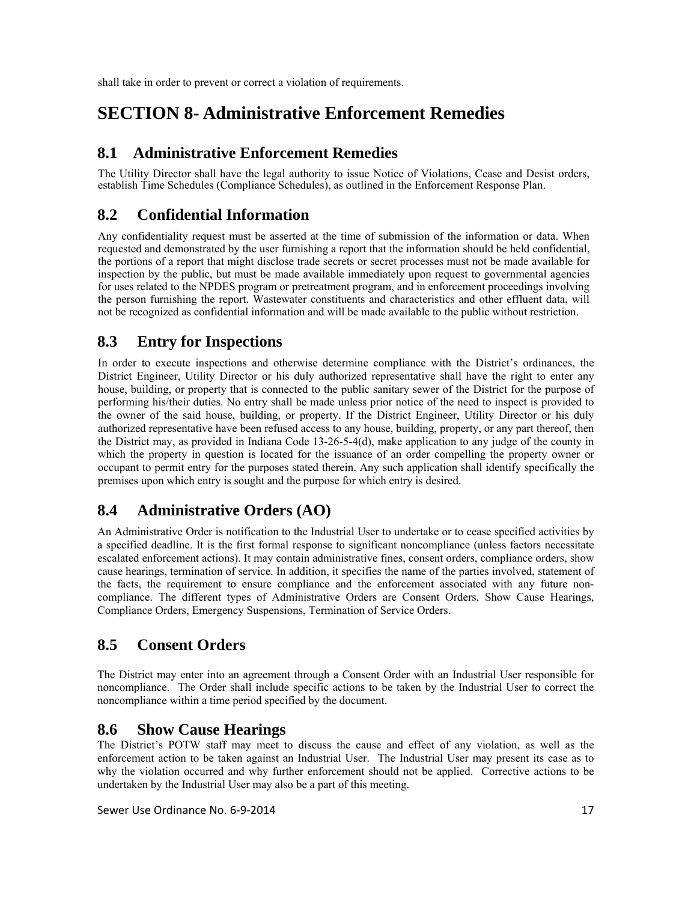shall take in order to prevent or correct a violation of requirements.

# SECTION 8- Administrative Enforcement Remedies

## 8.1 Administrative Enforcement Remedies

The Utility Director shall have the legal authority to issue Notice of Violations, Cease and Desist orders, establish Time Schedules (Compliance Schedules), as outlined in the Enforcement Response Plan.

## 8.2 Confidential Information

Any confidentiality request must be asserted at the time of submission of the information or data. When requested and demonstrated by the user furnishing a report that the information should be held confidential, the portions of a report that might disclose trade secrets or secret processes must not be made available for inspection by the public, but must be made available immediately upon request to governmental agencies for uses related to the NPDES program or pretreatment program, and in enforcement proceedings involving the person furnishing the report. Wastewater constituents and characteristics and other effluent data, will not be recognized as confidential information and will be made available to the public without restriction.

## 8.3 Entry for Inspections

In order to execute inspections and otherwise determine compliance with the District's ordinances, the District Engineer, Utility Director or his duly authorized representative shall have the right to enter any house, building, or property that is connected to the public sanitary sewer of the District for the purpose of performing his/their duties. No entry shall be made unless prior notice of the need to inspect is provided to the owner of the said house, building, or property. If the District Engineer, Utility Director or his duly authorized representative have been refused access to any house, building, property, or any part thereof, then the District may, as provided in Indiana Code 13-26-5-4(d), make application to any judge of the county in which the property in question is located for the issuance of an order compelling the property owner or occupant to permit entry for the purposes stated therein. Any such application shall identify specifically the premises upon which entry is sought and the purpose for which entry is desired.

## 8.4 Administrative Orders (AO)

An Administrative Order is notification to the Industrial User to undertake or to cease specified activities by a specified deadline. It is the first formal response to significant noncompliance (unless factors necessitate escalated enforcement actions). It may contain administrative fines, consent orders, compliance orders, show cause hearings, termination of service. In addition, it specifies the name of the parties involved, statement of the facts, the requirement to ensure compliance and the enforcement associated with any future non-compliance. The different types of Administrative Orders are Consent Orders, Show Cause Hearings, Compliance Orders, Emergency Suspensions, Termination of Service Orders.

## 8.5 Consent Orders

The District may enter into an agreement through a Consent Order with an Industrial User responsible for noncompliance. The Order shall include specific actions to be taken by the Industrial User to correct the noncompliance within a time period specified by the document.

## 8.6 Show Cause Hearings

The District's POTW staff may meet to discuss the cause and effect of any violation, as well as the enforcement action to be taken against an Industrial User. The Industrial User may present its case as to why the violation occurred and why further enforcement should not be applied. Corrective actions to be undertaken by the Industrial User may also be a part of this meeting.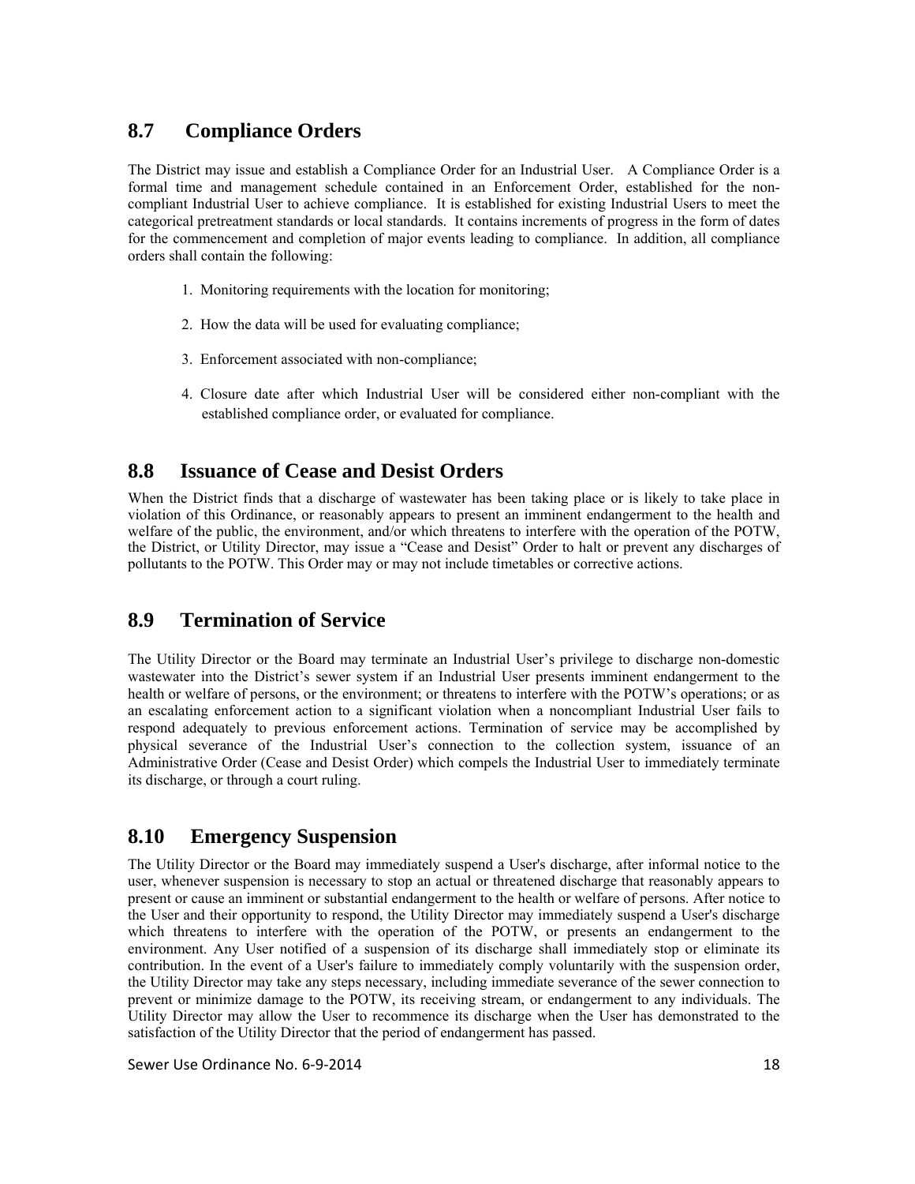## 8.7 Compliance Orders

The District may issue and establish a Compliance Order for an Industrial User. A Compliance Order is a formal time and management schedule contained in an Enforcement Order, established for the non-compliant Industrial User to achieve compliance. It is established for existing Industrial Users to meet the categorical pretreatment standards or local standards. It contains increments of progress in the form of dates for the commencement and completion of major events leading to compliance. In addition, all compliance orders shall contain the following:

1. Monitoring requirements with the location for monitoring;
2. How the data will be used for evaluating compliance;
3. Enforcement associated with non-compliance;
4. Closure date after which Industrial User will be considered either non-compliant with the established compliance order, or evaluated for compliance.

## 8.8 Issuance of Cease and Desist Orders

When the District finds that a discharge of wastewater has been taking place or is likely to take place in violation of this Ordinance, or reasonably appears to present an imminent endangerment to the health and welfare of the public, the environment, and/or which threatens to interfere with the operation of the POTW, the District, or Utility Director, may issue a "Cease and Desist" Order to halt or prevent any discharges of pollutants to the POTW. This Order may or may not include timetables or corrective actions.

## 8.9 Termination of Service

The Utility Director or the Board may terminate an Industrial User's privilege to discharge non-domestic wastewater into the District's sewer system if an Industrial User presents imminent endangerment to the health or welfare of persons, or the environment; or threatens to interfere with the POTW's operations; or as an escalating enforcement action to a significant violation when a noncompliant Industrial User fails to respond adequately to previous enforcement actions. Termination of service may be accomplished by physical severance of the Industrial User's connection to the collection system, issuance of an Administrative Order (Cease and Desist Order) which compels the Industrial User to immediately terminate its discharge, or through a court ruling.

## 8.10 Emergency Suspension

The Utility Director or the Board may immediately suspend a User's discharge, after informal notice to the user, whenever suspension is necessary to stop an actual or threatened discharge that reasonably appears to present or cause an imminent or substantial endangerment to the health or welfare of persons. After notice to the User and their opportunity to respond, the Utility Director may immediately suspend a User's discharge which threatens to interfere with the operation of the POTW, or presents an endangerment to the environment. Any User notified of a suspension of its discharge shall immediately stop or eliminate its contribution. In the event of a User's failure to immediately comply voluntarily with the suspension order, the Utility Director may take any steps necessary, including immediate severance of the sewer connection to prevent or minimize damage to the POTW, its receiving stream, or endangerment to any individuals. The Utility Director may allow the User to recommence its discharge when the User has demonstrated to the satisfaction of the Utility Director that the period of endangerment has passed.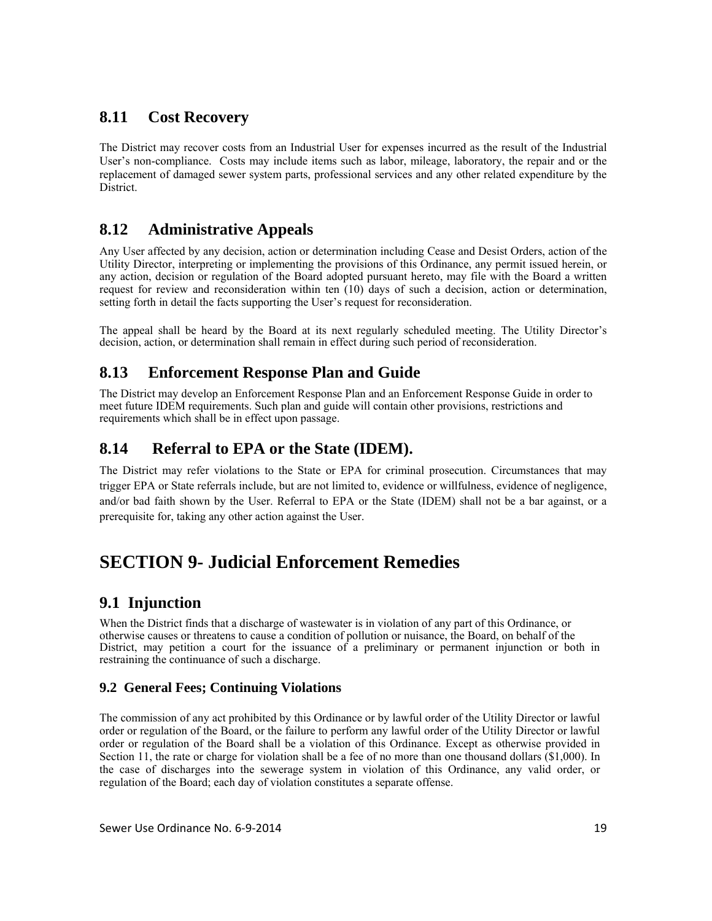## 8.11 Cost Recovery

The District may recover costs from an Industrial User for expenses incurred as the result of the Industrial User's non-compliance. Costs may include items such as labor, mileage, laboratory, the repair and or the replacement of damaged sewer system parts, professional services and any other related expenditure by the District.

## 8.12 Administrative Appeals

Any User affected by any decision, action or determination including Cease and Desist Orders, action of the Utility Director, interpreting or implementing the provisions of this Ordinance, any permit issued herein, or any action, decision or regulation of the Board adopted pursuant hereto, may file with the Board a written request for review and reconsideration within ten (10) days of such a decision, action or determination, setting forth in detail the facts supporting the User's request for reconsideration.

The appeal shall be heard by the Board at its next regularly scheduled meeting. The Utility Director's decision, action, or determination shall remain in effect during such period of reconsideration.

## 8.13 Enforcement Response Plan and Guide

The District may develop an Enforcement Response Plan and an Enforcement Response Guide in order to meet future IDEM requirements. Such plan and guide will contain other provisions, restrictions and requirements which shall be in effect upon passage.

## 8.14 Referral to EPA or the State (IDEM).

The District may refer violations to the State or EPA for criminal prosecution. Circumstances that may trigger EPA or State referrals include, but are not limited to, evidence or willfulness, evidence of negligence, and/or bad faith shown by the User. Referral to EPA or the State (IDEM) shall not be a bar against, or a prerequisite for, taking any other action against the User.

# SECTION 9- Judicial Enforcement Remedies

## 9.1 Injunction

When the District finds that a discharge of wastewater is in violation of any part of this Ordinance, or otherwise causes or threatens to cause a condition of pollution or nuisance, the Board, on behalf of the District, may petition a court for the issuance of a preliminary or permanent injunction or both in restraining the continuance of such a discharge.

### 9.2 General Fees; Continuing Violations

The commission of any act prohibited by this Ordinance or by lawful order of the Utility Director or lawful order or regulation of the Board, or the failure to perform any lawful order of the Utility Director or lawful order or regulation of the Board shall be a violation of this Ordinance. Except as otherwise provided in Section 11, the rate or charge for violation shall be a fee of no more than one thousand dollars ($1,000). In the case of discharges into the sewerage system in violation of this Ordinance, any valid order, or regulation of the Board; each day of violation constitutes a separate offense.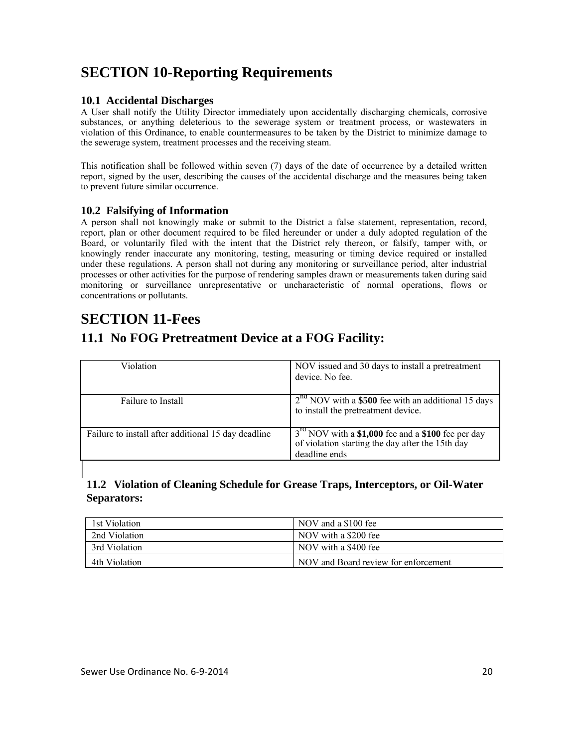# SECTION 10-Reporting Requirements

### 10.1 Accidental Discharges

A User shall notify the Utility Director immediately upon accidentally discharging chemicals, corrosive substances, or anything deleterious to the sewerage system or treatment process, or wastewaters in violation of this Ordinance, to enable countermeasures to be taken by the District to minimize damage to the sewerage system, treatment processes and the receiving steam.

This notification shall be followed within seven (7) days of the date of occurrence by a detailed written report, signed by the user, describing the causes of the accidental discharge and the measures being taken to prevent future similar occurrence.

### 10.2 Falsifying of Information

A person shall not knowingly make or submit to the District a false statement, representation, record, report, plan or other document required to be filed hereunder or under a duly adopted regulation of the Board, or voluntarily filed with the intent that the District rely thereon, or falsify, tamper with, or knowingly render inaccurate any monitoring, testing, measuring or timing device required or installed under these regulations. A person shall not during any monitoring or surveillance period, alter industrial processes or other activities for the purpose of rendering samples drawn or measurements taken during said monitoring or surveillance unrepresentative or uncharacteristic of normal operations, flows or concentrations or pollutants.

# SECTION 11-Fees

## 11.1 No FOG Pretreatment Device at a FOG Facility:

| | |
|---|---|
| Violation | NOV issued and 30 days to install a pretreatment device. No fee. |
| Failure to Install | 2nd NOV with a **$500** fee with an additional 15 days to install the pretreatment device. |
| Failure to install after additional 15 day deadline | 3rd NOV with a **$1,000** fee and a **$100** fee per day of violation starting the day after the 15th day deadline ends |

### 11.2 Violation of Cleaning Schedule for Grease Traps, Interceptors, or Oil-Water Separators:

| | |
|---|---|
| 1st Violation | NOV and a $100 fee |
| 2nd Violation | NOV with a $200 fee |
| 3rd Violation | NOV with a $400 fee |
| 4th Violation | NOV and Board review for enforcement |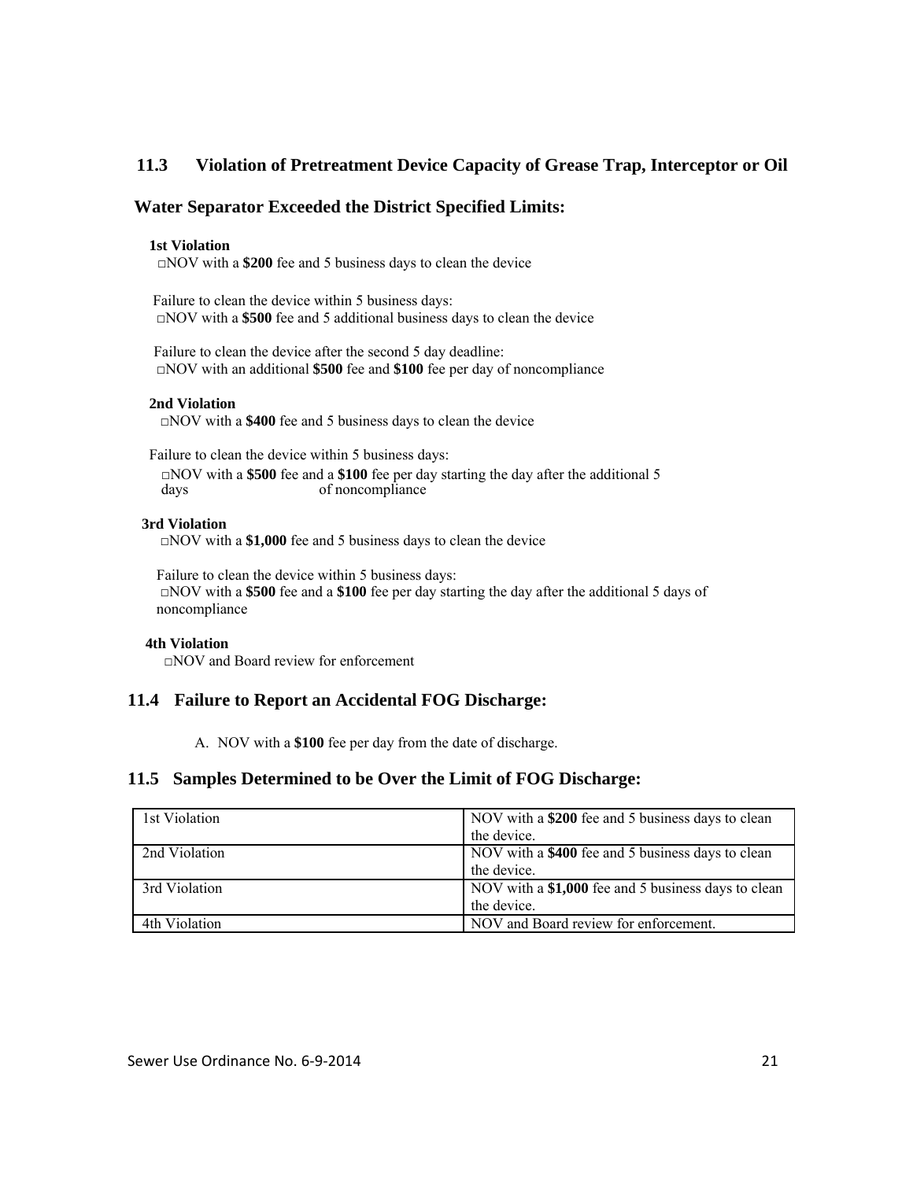## 11.3 Violation of Pretreatment Device Capacity of Grease Trap, Interceptor or Oil Water Separator Exceeded the District Specified Limits:

**1st Violation**

□NOV with a **$200** fee and 5 business days to clean the device

Failure to clean the device within 5 business days:
□NOV with a **$500** fee and 5 additional business days to clean the device

Failure to clean the device after the second 5 day deadline:
□NOV with an additional **$500** fee and **$100** fee per day of noncompliance

**2nd Violation**

□NOV with a **$400** fee and 5 business days to clean the device

Failure to clean the device within 5 business days:
□NOV with a **$500** fee and a **$100** fee per day starting the day after the additional 5 days of noncompliance

**3rd Violation**

□NOV with a **$1,000** fee and 5 business days to clean the device

Failure to clean the device within 5 business days:
□NOV with a **$500** fee and a **$100** fee per day starting the day after the additional 5 days of noncompliance

**4th Violation**

□NOV and Board review for enforcement

## 11.4 Failure to Report an Accidental FOG Discharge:

A. NOV with a **$100** fee per day from the date of discharge.

## 11.5 Samples Determined to be Over the Limit of FOG Discharge:

| | |
|---|---|
| 1st Violation | NOV with a **$200** fee and 5 business days to clean the device. |
| 2nd Violation | NOV with a **$400** fee and 5 business days to clean the device. |
| 3rd Violation | NOV with a **$1,000** fee and 5 business days to clean the device. |
| 4th Violation | NOV and Board review for enforcement. |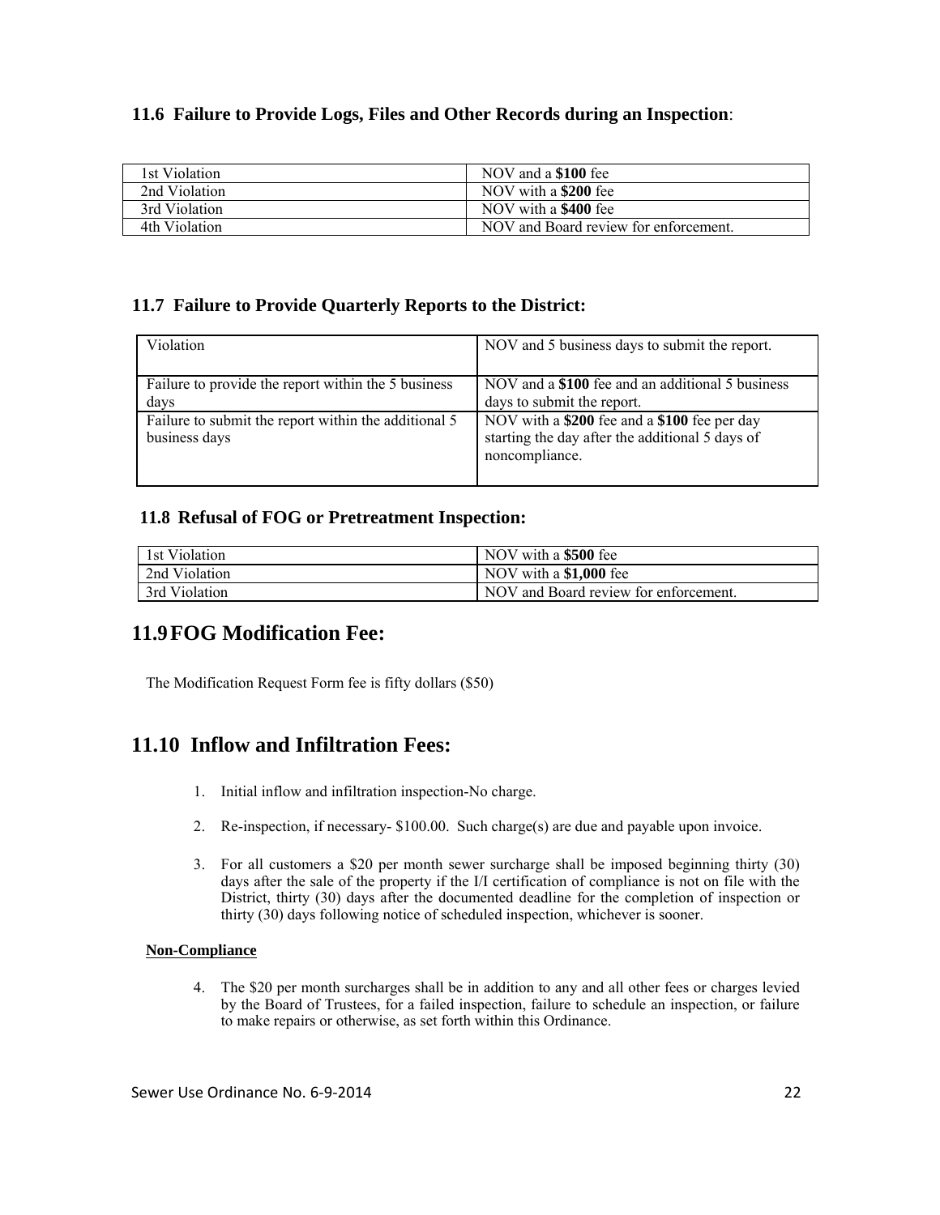### 11.6 Failure to Provide Logs, Files and Other Records during an Inspection:

| | |
|---|---|
| 1st Violation | NOV and a **$100** fee |
| 2nd Violation | NOV with a **$200** fee |
| 3rd Violation | NOV with a **$400** fee |
| 4th Violation | NOV and Board review for enforcement. |

### 11.7 Failure to Provide Quarterly Reports to the District:

| | |
|---|---|
| Violation | NOV and 5 business days to submit the report. |
| Failure to provide the report within the 5 business days | NOV and a **$100** fee and an additional 5 business days to submit the report. |
| Failure to submit the report within the additional 5 business days | NOV with a **$200** fee and a **$100** fee per day starting the day after the additional 5 days of noncompliance. |

### 11.8 Refusal of FOG or Pretreatment Inspection:

| | |
|---|---|
| 1st Violation | NOV with a **$500** fee |
| 2nd Violation | NOV with a **$1,000** fee |
| 3rd Violation | NOV and Board review for enforcement. |

## 11.9 FOG Modification Fee:

The Modification Request Form fee is fifty dollars ($50)

## 11.10 Inflow and Infiltration Fees:

1. Initial inflow and infiltration inspection-No charge.

2. Re-inspection, if necessary- $100.00. Such charge(s) are due and payable upon invoice.

3. For all customers a $20 per month sewer surcharge shall be imposed beginning thirty (30) days after the sale of the property if the I/I certification of compliance is not on file with the District, thirty (30) days after the documented deadline for the completion of inspection or thirty (30) days following notice of scheduled inspection, whichever is sooner.

**Non-Compliance**

4. The $20 per month surcharges shall be in addition to any and all other fees or charges levied by the Board of Trustees, for a failed inspection, failure to schedule an inspection, or failure to make repairs or otherwise, as set forth within this Ordinance.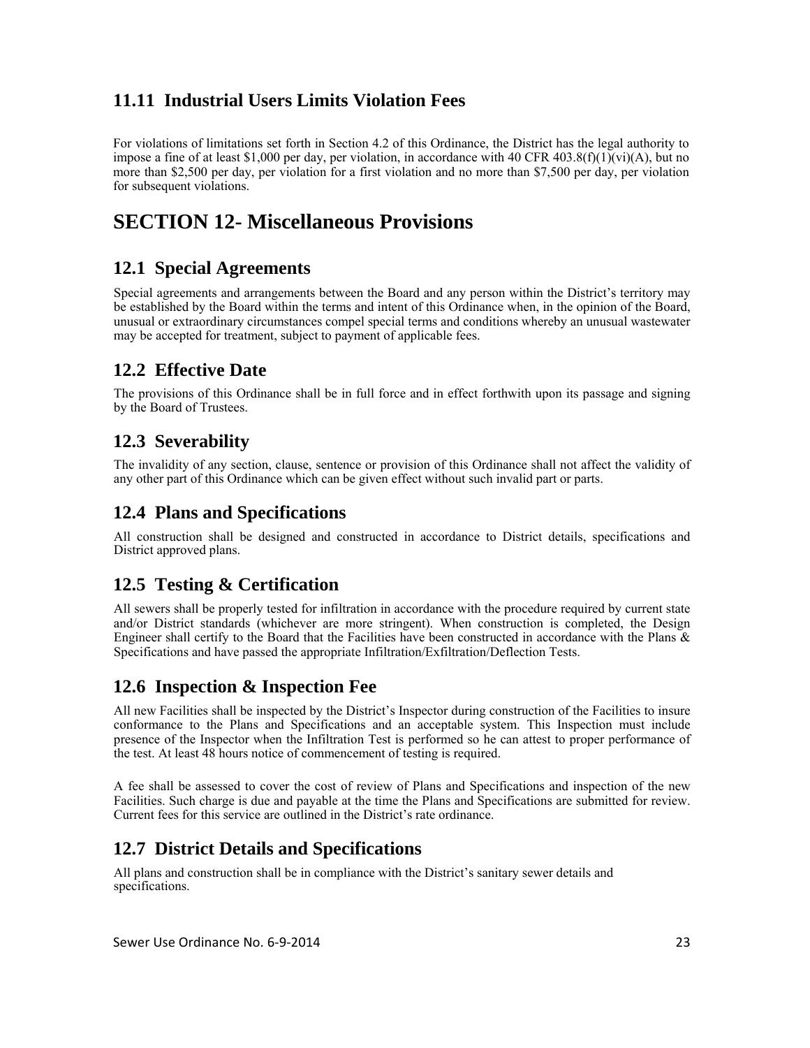## 11.11 Industrial Users Limits Violation Fees

For violations of limitations set forth in Section 4.2 of this Ordinance, the District has the legal authority to impose a fine of at least $1,000 per day, per violation, in accordance with 40 CFR 403.8(f)(1)(vi)(A), but no more than $2,500 per day, per violation for a first violation and no more than $7,500 per day, per violation for subsequent violations.

# SECTION 12- Miscellaneous Provisions

## 12.1 Special Agreements

Special agreements and arrangements between the Board and any person within the District's territory may be established by the Board within the terms and intent of this Ordinance when, in the opinion of the Board, unusual or extraordinary circumstances compel special terms and conditions whereby an unusual wastewater may be accepted for treatment, subject to payment of applicable fees.

## 12.2 Effective Date

The provisions of this Ordinance shall be in full force and in effect forthwith upon its passage and signing by the Board of Trustees.

## 12.3 Severability

The invalidity of any section, clause, sentence or provision of this Ordinance shall not affect the validity of any other part of this Ordinance which can be given effect without such invalid part or parts.

## 12.4 Plans and Specifications

All construction shall be designed and constructed in accordance to District details, specifications and District approved plans.

## 12.5 Testing & Certification

All sewers shall be properly tested for infiltration in accordance with the procedure required by current state and/or District standards (whichever are more stringent). When construction is completed, the Design Engineer shall certify to the Board that the Facilities have been constructed in accordance with the Plans & Specifications and have passed the appropriate Infiltration/Exfiltration/Deflection Tests.

## 12.6 Inspection & Inspection Fee

All new Facilities shall be inspected by the District's Inspector during construction of the Facilities to insure conformance to the Plans and Specifications and an acceptable system. This Inspection must include presence of the Inspector when the Infiltration Test is performed so he can attest to proper performance of the test. At least 48 hours notice of commencement of testing is required.

A fee shall be assessed to cover the cost of review of Plans and Specifications and inspection of the new Facilities. Such charge is due and payable at the time the Plans and Specifications are submitted for review. Current fees for this service are outlined in the District's rate ordinance.

## 12.7 District Details and Specifications

All plans and construction shall be in compliance with the District's sanitary sewer details and specifications.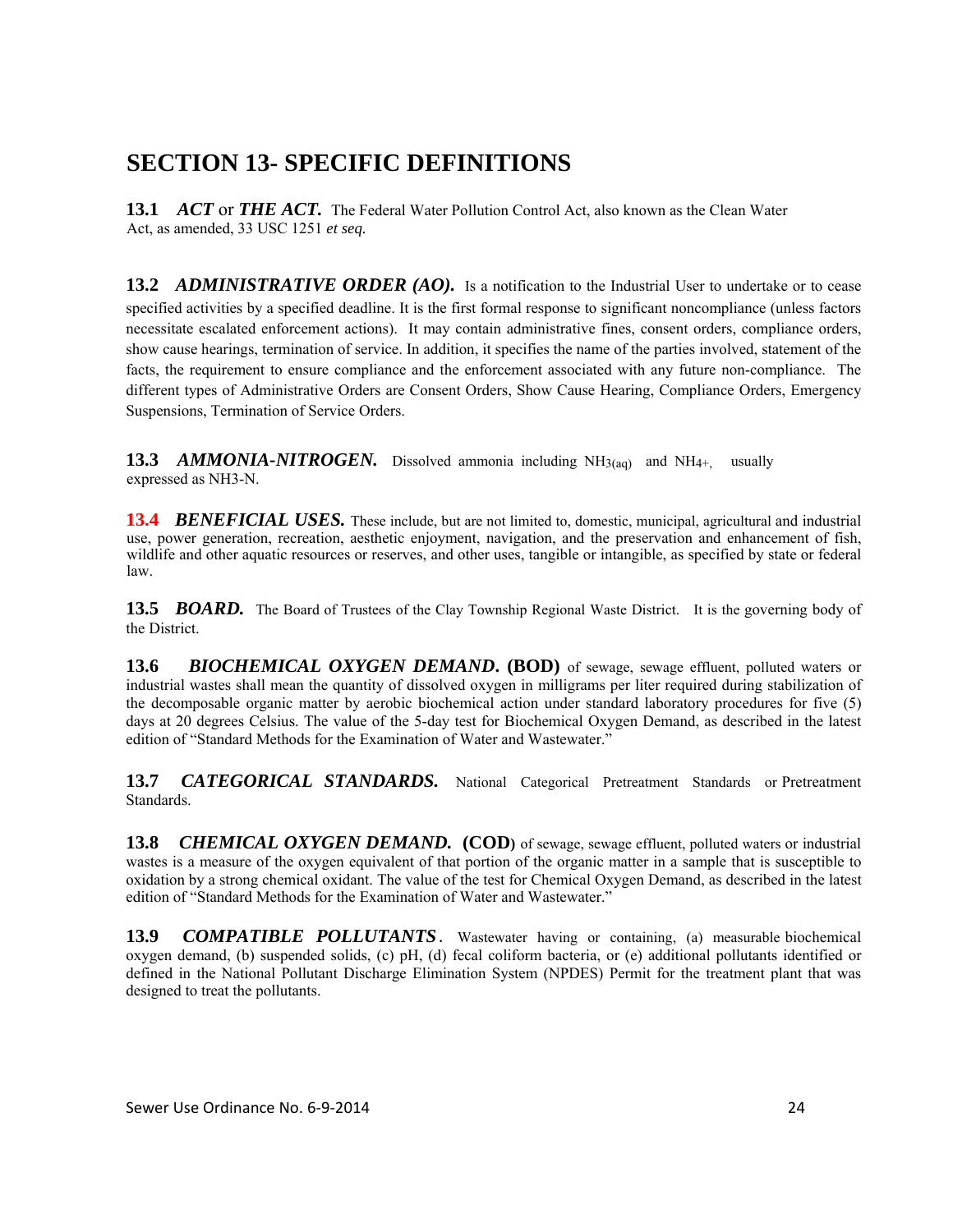## SECTION 13- SPECIFIC DEFINITIONS

**13.1** ***ACT*** or ***THE ACT.*** The Federal Water Pollution Control Act, also known as the Clean Water Act, as amended, 33 USC 1251 *et seq.*

**13.2** ***ADMINISTRATIVE ORDER (AO).*** Is a notification to the Industrial User to undertake or to cease specified activities by a specified deadline. It is the first formal response to significant noncompliance (unless factors necessitate escalated enforcement actions). It may contain administrative fines, consent orders, compliance orders, show cause hearings, termination of service. In addition, it specifies the name of the parties involved, statement of the facts, the requirement to ensure compliance and the enforcement associated with any future non-compliance. The different types of Administrative Orders are Consent Orders, Show Cause Hearing, Compliance Orders, Emergency Suspensions, Termination of Service Orders.

**13.3** ***AMMONIA-NITROGEN.*** Dissolved ammonia including $NH_{3(aq)}$ and $NH_{4+}$, usually expressed as NH3-N.

**13.4** ***BENEFICIAL USES.*** These include, but are not limited to, domestic, municipal, agricultural and industrial use, power generation, recreation, aesthetic enjoyment, navigation, and the preservation and enhancement of fish, wildlife and other aquatic resources or reserves, and other uses, tangible or intangible, as specified by state or federal law.

**13.5** ***BOARD.*** The Board of Trustees of the Clay Township Regional Waste District. It is the governing body of the District.

**13.6** ***BIOCHEMICAL OXYGEN DEMAND.*** **(BOD)** of sewage, sewage effluent, polluted waters or industrial wastes shall mean the quantity of dissolved oxygen in milligrams per liter required during stabilization of the decomposable organic matter by aerobic biochemical action under standard laboratory procedures for five (5) days at 20 degrees Celsius. The value of the 5-day test for Biochemical Oxygen Demand, as described in the latest edition of "Standard Methods for the Examination of Water and Wastewater."

**13.7** ***CATEGORICAL STANDARDS.*** National Categorical Pretreatment Standards or Pretreatment Standards.

**13.8** ***CHEMICAL OXYGEN DEMAND.*** **(COD)** of sewage, sewage effluent, polluted waters or industrial wastes is a measure of the oxygen equivalent of that portion of the organic matter in a sample that is susceptible to oxidation by a strong chemical oxidant. The value of the test for Chemical Oxygen Demand, as described in the latest edition of "Standard Methods for the Examination of Water and Wastewater."

**13.9** ***COMPATIBLE POLLUTANTS.*** Wastewater having or containing, (a) measurable biochemical oxygen demand, (b) suspended solids, (c) pH, (d) fecal coliform bacteria, or (e) additional pollutants identified or defined in the National Pollutant Discharge Elimination System (NPDES) Permit for the treatment plant that was designed to treat the pollutants.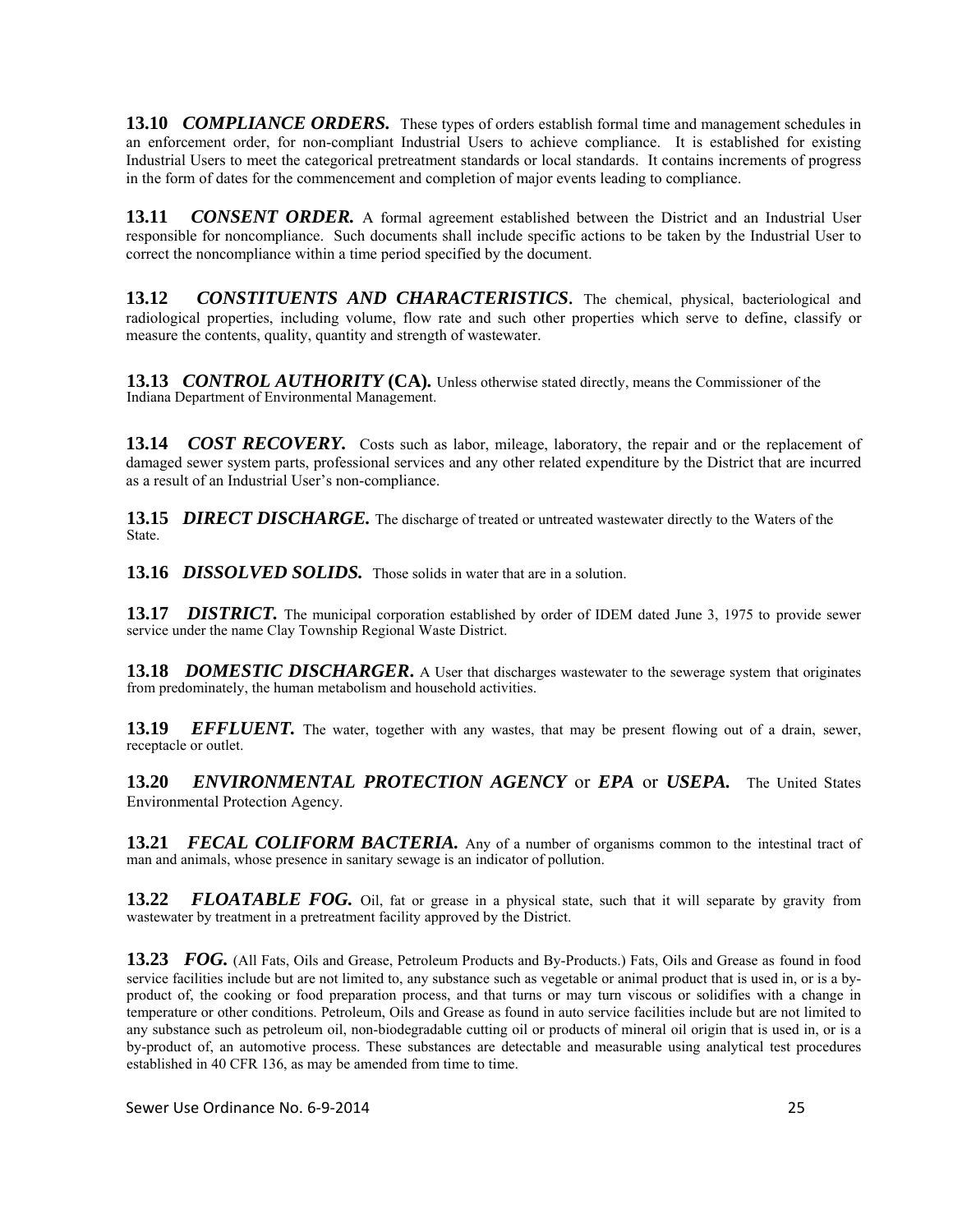**13.10 *COMPLIANCE ORDERS.*** These types of orders establish formal time and management schedules in an enforcement order, for non-compliant Industrial Users to achieve compliance. It is established for existing Industrial Users to meet the categorical pretreatment standards or local standards. It contains increments of progress in the form of dates for the commencement and completion of major events leading to compliance.

**13.11 *CONSENT ORDER.*** A formal agreement established between the District and an Industrial User responsible for noncompliance. Such documents shall include specific actions to be taken by the Industrial User to correct the noncompliance within a time period specified by the document.

**13.12 *CONSTITUENTS AND CHARACTERISTICS*.** The chemical, physical, bacteriological and radiological properties, including volume, flow rate and such other properties which serve to define, classify or measure the contents, quality, quantity and strength of wastewater.

**13.13 *CONTROL AUTHORITY* (CA).** Unless otherwise stated directly, means the Commissioner of the Indiana Department of Environmental Management.

**13.14 *COST RECOVERY.*** Costs such as labor, mileage, laboratory, the repair and or the replacement of damaged sewer system parts, professional services and any other related expenditure by the District that are incurred as a result of an Industrial User's non-compliance.

**13.15 *DIRECT DISCHARGE.*** The discharge of treated or untreated wastewater directly to the Waters of the State.

**13.16 *DISSOLVED SOLIDS.*** Those solids in water that are in a solution.

**13.17 *DISTRICT.*** The municipal corporation established by order of IDEM dated June 3, 1975 to provide sewer service under the name Clay Township Regional Waste District.

**13.18 *DOMESTIC DISCHARGER*.** A User that discharges wastewater to the sewerage system that originates from predominately, the human metabolism and household activities.

**13.19 *EFFLUENT.*** The water, together with any wastes, that may be present flowing out of a drain, sewer, receptacle or outlet.

**13.20 *ENVIRONMENTAL PROTECTION AGENCY* or *EPA* or *USEPA.*** The United States Environmental Protection Agency.

**13.21 *FECAL COLIFORM BACTERIA.*** Any of a number of organisms common to the intestinal tract of man and animals, whose presence in sanitary sewage is an indicator of pollution.

**13.22 *FLOATABLE FOG.*** Oil, fat or grease in a physical state, such that it will separate by gravity from wastewater by treatment in a pretreatment facility approved by the District.

**13.23 *FOG.*** (All Fats, Oils and Grease, Petroleum Products and By-Products.) Fats, Oils and Grease as found in food service facilities include but are not limited to, any substance such as vegetable or animal product that is used in, or is a by-product of, the cooking or food preparation process, and that turns or may turn viscous or solidifies with a change in temperature or other conditions. Petroleum, Oils and Grease as found in auto service facilities include but are not limited to any substance such as petroleum oil, non-biodegradable cutting oil or products of mineral oil origin that is used in, or is a by-product of, an automotive process. These substances are detectable and measurable using analytical test procedures established in 40 CFR 136, as may be amended from time to time.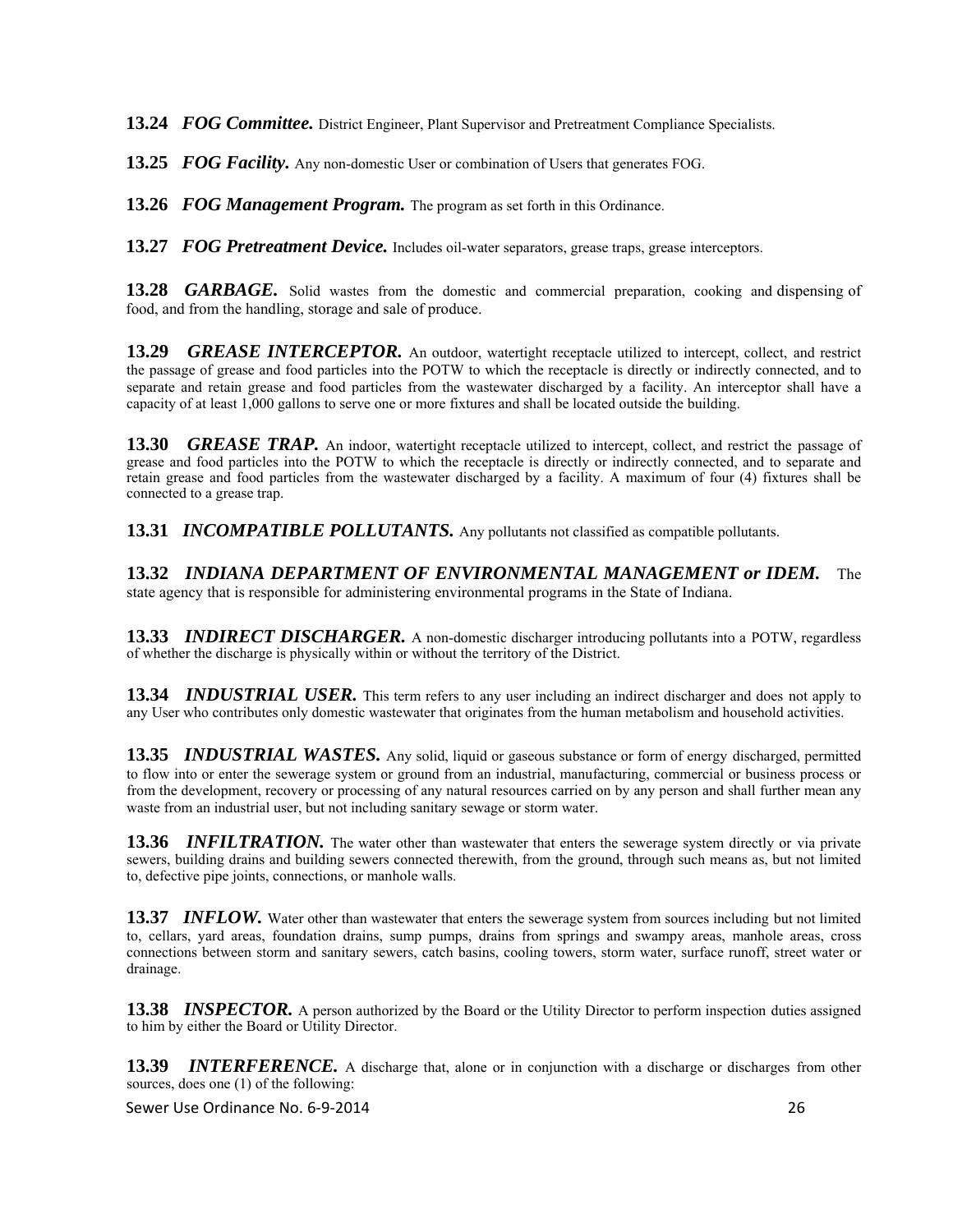**13.24** ***FOG Committee.*** District Engineer, Plant Supervisor and Pretreatment Compliance Specialists.

**13.25** ***FOG Facility.*** Any non-domestic User or combination of Users that generates FOG.

**13.26** ***FOG Management Program.*** The program as set forth in this Ordinance.

**13.27** ***FOG Pretreatment Device.*** Includes oil-water separators, grease traps, grease interceptors.

**13.28** ***GARBAGE.*** Solid wastes from the domestic and commercial preparation, cooking and dispensing of food, and from the handling, storage and sale of produce.

**13.29** ***GREASE INTERCEPTOR.*** An outdoor, watertight receptacle utilized to intercept, collect, and restrict the passage of grease and food particles into the POTW to which the receptacle is directly or indirectly connected, and to separate and retain grease and food particles from the wastewater discharged by a facility. An interceptor shall have a capacity of at least 1,000 gallons to serve one or more fixtures and shall be located outside the building.

**13.30** ***GREASE TRAP.*** An indoor, watertight receptacle utilized to intercept, collect, and restrict the passage of grease and food particles into the POTW to which the receptacle is directly or indirectly connected, and to separate and retain grease and food particles from the wastewater discharged by a facility. A maximum of four (4) fixtures shall be connected to a grease trap.

**13.31** ***INCOMPATIBLE POLLUTANTS.*** Any pollutants not classified as compatible pollutants.

**13.32** ***INDIANA DEPARTMENT OF ENVIRONMENTAL MANAGEMENT or IDEM.*** The state agency that is responsible for administering environmental programs in the State of Indiana.

**13.33** ***INDIRECT DISCHARGER.*** A non-domestic discharger introducing pollutants into a POTW, regardless of whether the discharge is physically within or without the territory of the District.

**13.34** ***INDUSTRIAL USER.*** This term refers to any user including an indirect discharger and does not apply to any User who contributes only domestic wastewater that originates from the human metabolism and household activities.

**13.35** ***INDUSTRIAL WASTES.*** Any solid, liquid or gaseous substance or form of energy discharged, permitted to flow into or enter the sewerage system or ground from an industrial, manufacturing, commercial or business process or from the development, recovery or processing of any natural resources carried on by any person and shall further mean any waste from an industrial user, but not including sanitary sewage or storm water.

**13.36** ***INFILTRATION.*** The water other than wastewater that enters the sewerage system directly or via private sewers, building drains and building sewers connected therewith, from the ground, through such means as, but not limited to, defective pipe joints, connections, or manhole walls.

**13.37** ***INFLOW.*** Water other than wastewater that enters the sewerage system from sources including but not limited to, cellars, yard areas, foundation drains, sump pumps, drains from springs and swampy areas, manhole areas, cross connections between storm and sanitary sewers, catch basins, cooling towers, storm water, surface runoff, street water or drainage.

**13.38** ***INSPECTOR.*** A person authorized by the Board or the Utility Director to perform inspection duties assigned to him by either the Board or Utility Director.

**13.39** ***INTERFERENCE.*** A discharge that, alone or in conjunction with a discharge or discharges from other sources, does one (1) of the following: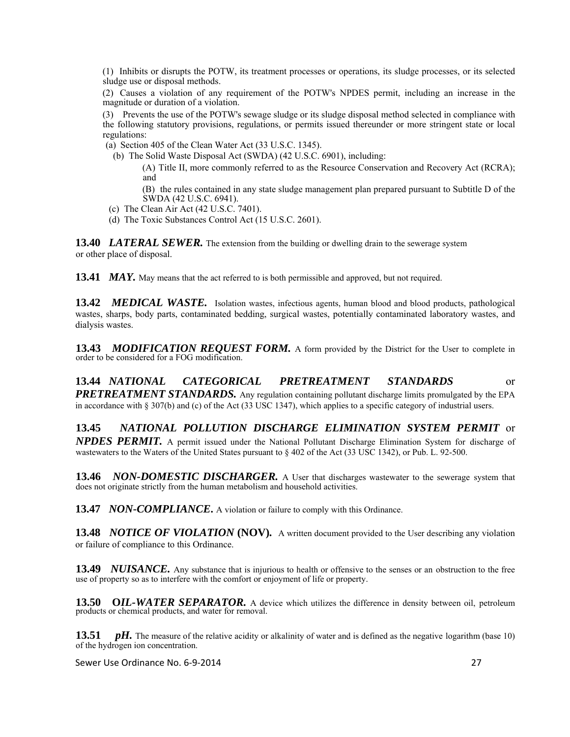(1) Inhibits or disrupts the POTW, its treatment processes or operations, its sludge processes, or its selected sludge use or disposal methods.

(2) Causes a violation of any requirement of the POTW's NPDES permit, including an increase in the magnitude or duration of a violation.

(3) Prevents the use of the POTW's sewage sludge or its sludge disposal method selected in compliance with the following statutory provisions, regulations, or permits issued thereunder or more stringent state or local regulations:

(a) Section 405 of the Clean Water Act (33 U.S.C. 1345).

(b) The Solid Waste Disposal Act (SWDA) (42 U.S.C. 6901), including:

(A) Title II, more commonly referred to as the Resource Conservation and Recovery Act (RCRA); and

(B) the rules contained in any state sludge management plan prepared pursuant to Subtitle D of the SWDA (42 U.S.C. 6941).

(c) The Clean Air Act (42 U.S.C. 7401).

(d) The Toxic Substances Control Act (15 U.S.C. 2601).

**13.40** ***LATERAL SEWER.*** The extension from the building or dwelling drain to the sewerage system or other place of disposal.

**13.41** ***MAY.*** May means that the act referred to is both permissible and approved, but not required.

**13.42** ***MEDICAL WASTE.*** Isolation wastes, infectious agents, human blood and blood products, pathological wastes, sharps, body parts, contaminated bedding, surgical wastes, potentially contaminated laboratory wastes, and dialysis wastes.

**13.43** ***MODIFICATION REQUEST FORM.*** A form provided by the District for the User to complete in order to be considered for a FOG modification.

**13.44** ***NATIONAL CATEGORICAL PRETREATMENT STANDARDS*** or ***PRETREATMENT STANDARDS.*** Any regulation containing pollutant discharge limits promulgated by the EPA in accordance with § 307(b) and (c) of the Act (33 USC 1347), which applies to a specific category of industrial users.

**13.45** ***NATIONAL POLLUTION DISCHARGE ELIMINATION SYSTEM PERMIT*** or ***NPDES PERMIT.*** A permit issued under the National Pollutant Discharge Elimination System for discharge of wastewaters to the Waters of the United States pursuant to § 402 of the Act (33 USC 1342), or Pub. L. 92-500.

**13.46** ***NON-DOMESTIC DISCHARGER.*** A User that discharges wastewater to the sewerage system that does not originate strictly from the human metabolism and household activities.

**13.47** ***NON-COMPLIANCE.*** A violation or failure to comply with this Ordinance.

**13.48** ***NOTICE OF VIOLATION* (NOV).** A written document provided to the User describing any violation or failure of compliance to this Ordinance.

**13.49** ***NUISANCE.*** Any substance that is injurious to health or offensive to the senses or an obstruction to the free use of property so as to interfere with the comfort or enjoyment of life or property.

**13.50** ***OIL-WATER SEPARATOR.*** A device which utilizes the difference in density between oil, petroleum products or chemical products, and water for removal.

**13.51** ***pH.*** The measure of the relative acidity or alkalinity of water and is defined as the negative logarithm (base 10) of the hydrogen ion concentration.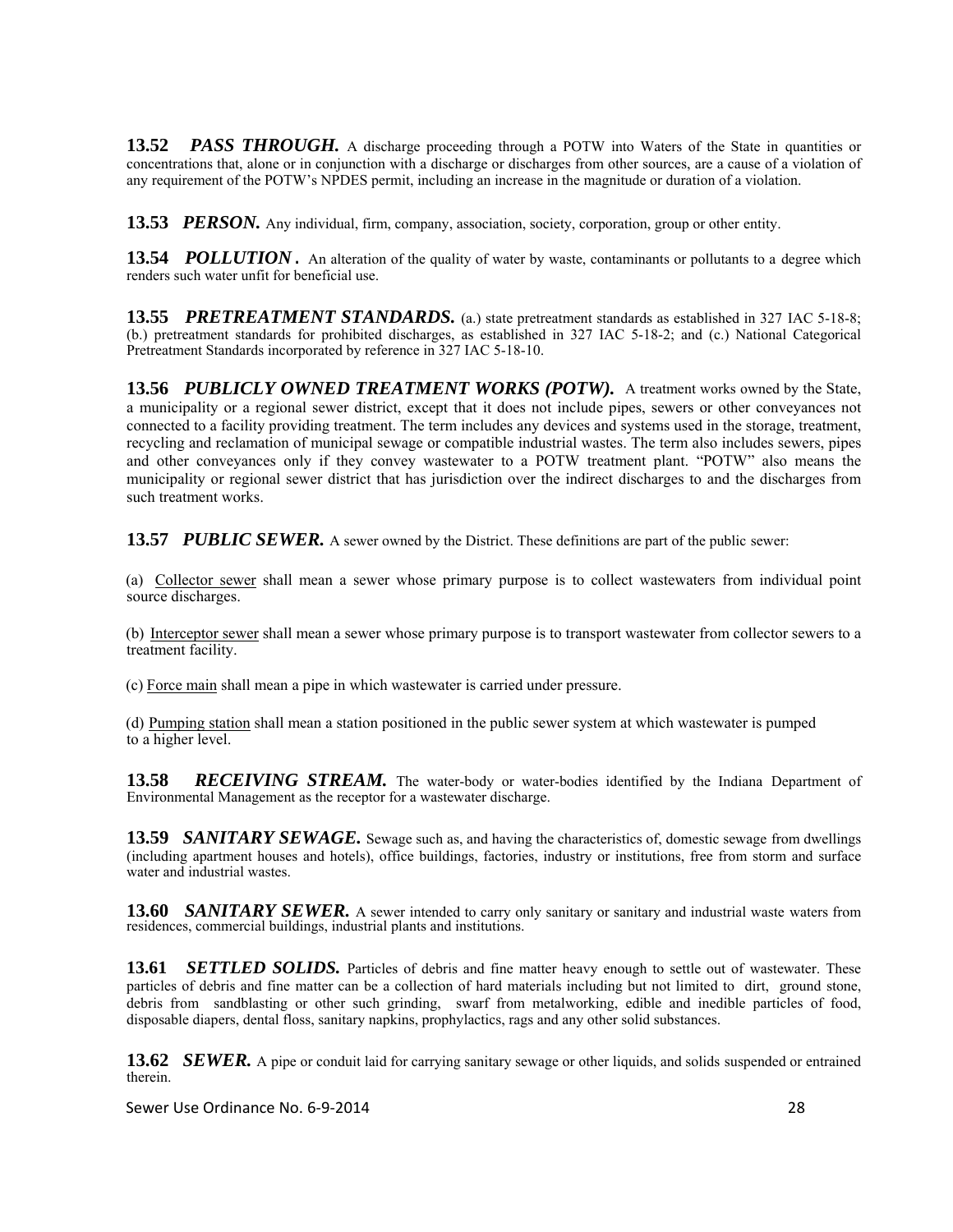**13.52** ***PASS THROUGH.*** A discharge proceeding through a POTW into Waters of the State in quantities or concentrations that, alone or in conjunction with a discharge or discharges from other sources, are a cause of a violation of any requirement of the POTW's NPDES permit, including an increase in the magnitude or duration of a violation.

**13.53** ***PERSON.*** Any individual, firm, company, association, society, corporation, group or other entity.

**13.54** ***POLLUTION .*** An alteration of the quality of water by waste, contaminants or pollutants to a degree which renders such water unfit for beneficial use.

**13.55** ***PRETREATMENT STANDARDS.*** (a.) state pretreatment standards as established in 327 IAC 5-18-8; (b.) pretreatment standards for prohibited discharges, as established in 327 IAC 5-18-2; and (c.) National Categorical Pretreatment Standards incorporated by reference in 327 IAC 5-18-10.

**13.56** ***PUBLICLY OWNED TREATMENT WORKS (POTW).*** A treatment works owned by the State, a municipality or a regional sewer district, except that it does not include pipes, sewers or other conveyances not connected to a facility providing treatment. The term includes any devices and systems used in the storage, treatment, recycling and reclamation of municipal sewage or compatible industrial wastes. The term also includes sewers, pipes and other conveyances only if they convey wastewater to a POTW treatment plant. "POTW" also means the municipality or regional sewer district that has jurisdiction over the indirect discharges to and the discharges from such treatment works.

**13.57** ***PUBLIC SEWER.*** A sewer owned by the District. These definitions are part of the public sewer:

(a) Collector sewer shall mean a sewer whose primary purpose is to collect wastewaters from individual point source discharges.

(b) Interceptor sewer shall mean a sewer whose primary purpose is to transport wastewater from collector sewers to a treatment facility.

(c) Force main shall mean a pipe in which wastewater is carried under pressure.

(d) Pumping station shall mean a station positioned in the public sewer system at which wastewater is pumped to a higher level.

**13.58** ***RECEIVING STREAM.*** The water-body or water-bodies identified by the Indiana Department of Environmental Management as the receptor for a wastewater discharge.

**13.59** ***SANITARY SEWAGE.*** Sewage such as, and having the characteristics of, domestic sewage from dwellings (including apartment houses and hotels), office buildings, factories, industry or institutions, free from storm and surface water and industrial wastes.

**13.60** ***SANITARY SEWER.*** A sewer intended to carry only sanitary or sanitary and industrial waste waters from residences, commercial buildings, industrial plants and institutions.

**13.61** ***SETTLED SOLIDS.*** Particles of debris and fine matter heavy enough to settle out of wastewater. These particles of debris and fine matter can be a collection of hard materials including but not limited to dirt, ground stone, debris from sandblasting or other such grinding, swarf from metalworking, edible and inedible particles of food, disposable diapers, dental floss, sanitary napkins, prophylactics, rags and any other solid substances.

**13.62** ***SEWER.*** A pipe or conduit laid for carrying sanitary sewage or other liquids, and solids suspended or entrained therein.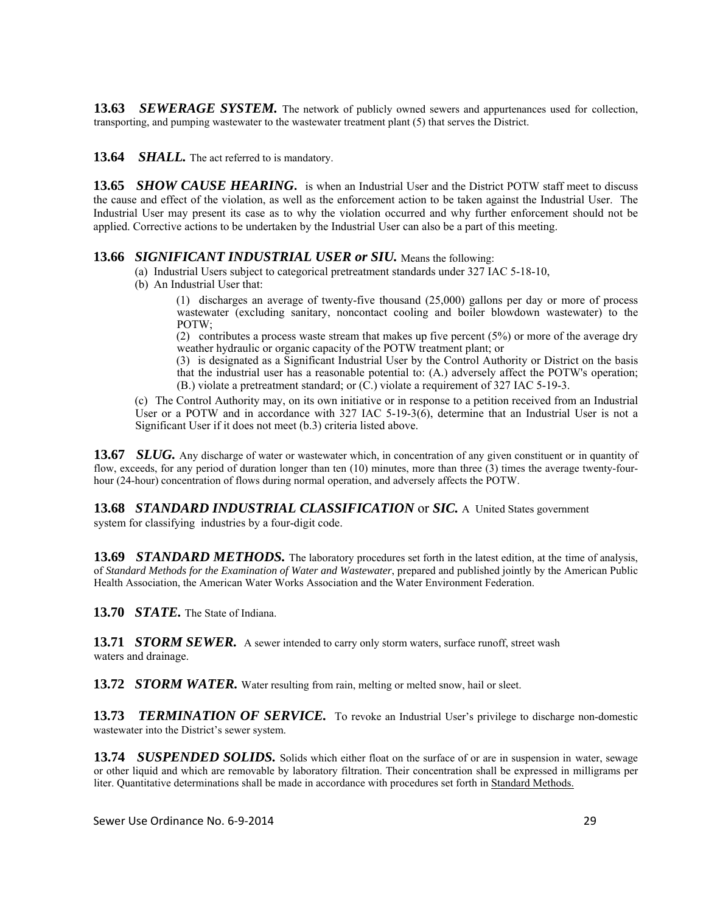**13.63 *SEWERAGE SYSTEM.*** The network of publicly owned sewers and appurtenances used for collection, transporting, and pumping wastewater to the wastewater treatment plant (5) that serves the District.

**13.64 *SHALL.*** The act referred to is mandatory.

**13.65 *SHOW CAUSE HEARING.*** is when an Industrial User and the District POTW staff meet to discuss the cause and effect of the violation, as well as the enforcement action to be taken against the Industrial User. The Industrial User may present its case as to why the violation occurred and why further enforcement should not be applied. Corrective actions to be undertaken by the Industrial User can also be a part of this meeting.

**13.66 *SIGNIFICANT INDUSTRIAL USER or SIU.*** Means the following:

(a) Industrial Users subject to categorical pretreatment standards under 327 IAC 5-18-10,

(b) An Industrial User that:

(1) discharges an average of twenty-five thousand (25,000) gallons per day or more of process wastewater (excluding sanitary, noncontact cooling and boiler blowdown wastewater) to the POTW;

(2) contributes a process waste stream that makes up five percent (5%) or more of the average dry weather hydraulic or organic capacity of the POTW treatment plant; or

(3) is designated as a Significant Industrial User by the Control Authority or District on the basis that the industrial user has a reasonable potential to: (A.) adversely affect the POTW's operation; (B.) violate a pretreatment standard; or (C.) violate a requirement of 327 IAC 5-19-3.

(c) The Control Authority may, on its own initiative or in response to a petition received from an Industrial User or a POTW and in accordance with 327 IAC 5-19-3(6), determine that an Industrial User is not a Significant User if it does not meet (b.3) criteria listed above.

**13.67 *SLUG.*** Any discharge of water or wastewater which, in concentration of any given constituent or in quantity of flow, exceeds, for any period of duration longer than ten (10) minutes, more than three (3) times the average twenty-four-hour (24-hour) concentration of flows during normal operation, and adversely affects the POTW.

**13.68 *STANDARD INDUSTRIAL CLASSIFICATION* or *SIC.*** A United States government system for classifying industries by a four-digit code.

**13.69 *STANDARD METHODS.*** The laboratory procedures set forth in the latest edition, at the time of analysis, of *Standard Methods for the Examination of Water and Wastewater*, prepared and published jointly by the American Public Health Association, the American Water Works Association and the Water Environment Federation.

**13.70 *STATE.*** The State of Indiana.

**13.71 *STORM SEWER.*** A sewer intended to carry only storm waters, surface runoff, street wash waters and drainage.

**13.72 *STORM WATER.*** Water resulting from rain, melting or melted snow, hail or sleet.

**13.73 *TERMINATION OF SERVICE.*** To revoke an Industrial User's privilege to discharge non-domestic wastewater into the District's sewer system.

**13.74 *SUSPENDED SOLIDS.*** Solids which either float on the surface of or are in suspension in water, sewage or other liquid and which are removable by laboratory filtration. Their concentration shall be expressed in milligrams per liter. Quantitative determinations shall be made in accordance with procedures set forth in Standard Methods.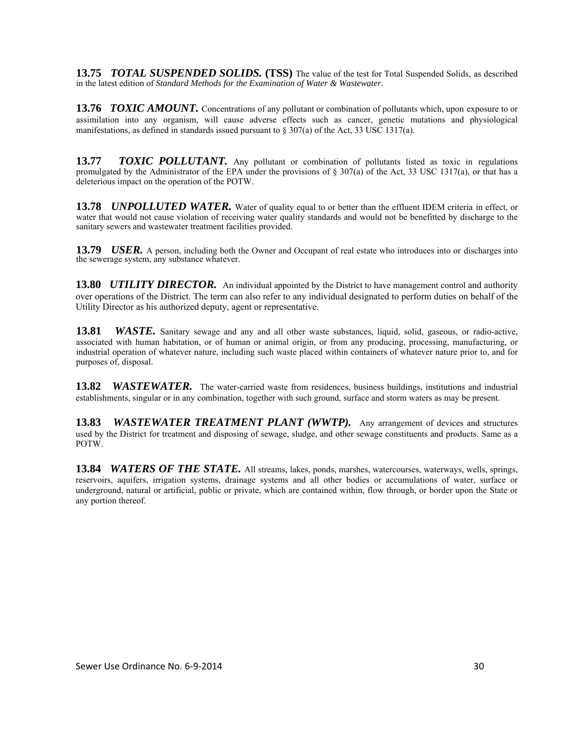**13.75** ***TOTAL SUSPENDED SOLIDS.*** **(TSS)** The value of the test for Total Suspended Solids, as described in the latest edition of *Standard Methods for the Examination of Water & Wastewater*.

**13.76** ***TOXIC AMOUNT.*** Concentrations of any pollutant or combination of pollutants which, upon exposure to or assimilation into any organism, will cause adverse effects such as cancer, genetic mutations and physiological manifestations, as defined in standards issued pursuant to § 307(a) of the Act, 33 USC 1317(a).

**13.77** ***TOXIC POLLUTANT.*** Any pollutant or combination of pollutants listed as toxic in regulations promulgated by the Administrator of the EPA under the provisions of § 307(a) of the Act, 33 USC 1317(a), or that has a deleterious impact on the operation of the POTW.

**13.78** ***UNPOLLUTED WATER.*** Water of quality equal to or better than the effluent IDEM criteria in effect, or water that would not cause violation of receiving water quality standards and would not be benefitted by discharge to the sanitary sewers and wastewater treatment facilities provided.

**13.79** ***USER.*** A person, including both the Owner and Occupant of real estate who introduces into or discharges into the sewerage system, any substance whatever.

**13.80** ***UTILITY DIRECTOR.*** An individual appointed by the District to have management control and authority over operations of the District. The term can also refer to any individual designated to perform duties on behalf of the Utility Director as his authorized deputy, agent or representative.

**13.81** ***WASTE.*** Sanitary sewage and any and all other waste substances, liquid, solid, gaseous, or radio-active, associated with human habitation, or of human or animal origin, or from any producing, processing, manufacturing, or industrial operation of whatever nature, including such waste placed within containers of whatever nature prior to, and for purposes of, disposal.

**13.82** ***WASTEWATER.*** The water-carried waste from residences, business buildings, institutions and industrial establishments, singular or in any combination, together with such ground, surface and storm waters as may be present.

**13.83** ***WASTEWATER TREATMENT PLANT (WWTP).*** Any arrangement of devices and structures used by the District for treatment and disposing of sewage, sludge, and other sewage constituents and products. Same as a POTW.

**13.84** ***WATERS OF THE STATE.*** All streams, lakes, ponds, marshes, watercourses, waterways, wells, springs, reservoirs, aquifers, irrigation systems, drainage systems and all other bodies or accumulations of water, surface or underground, natural or artificial, public or private, which are contained within, flow through, or border upon the State or any portion thereof.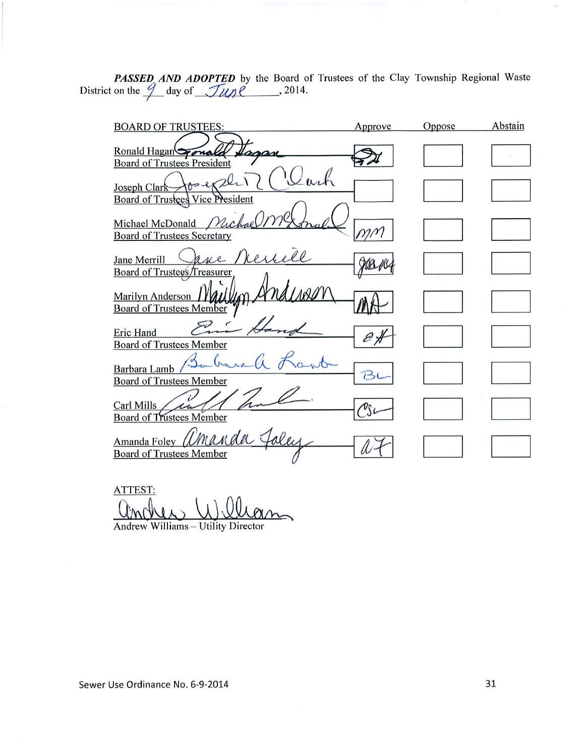***PASSED AND ADOPTED*** by the Board of Trustees of the Clay Township Regional Waste District on the 9 day of June, 2014.

| BOARD OF TRUSTEES: | Approve | Oppose | Abstain |
|---|---|---|---|
| Ronald Hagan *Ronald Hagan*<br>Board of Trustees President | RH | | |
| Joseph Clark *Joseph R Clark*<br>Board of Trustees Vice President | | | |
| Michael McDonald *Michael McDonald*<br>Board of Trustees Secretary | MM | | |
| Jane Merrill *Jane Merrill*<br>Board of Trustees Treasurer | JAM | | |
| Marilyn Anderson *Marilyn Anderson*<br>Board of Trustees Member | MA | | |
| Eric Hand *Eric Hand*<br>Board of Trustees Member | EH | | |
| Barbara Lamb *Barbara A Lamb*<br>Board of Trustees Member | BL | | |
| Carl Mills *Carl Mills*<br>Board of Trustees Member | CSL | | |
| Amanda Foley *Amanda Foley*<br>Board of Trustees Member | AF | | |

ATTEST:

*Andrew Williams*

Andrew Williams – Utility Director

Sewer Use Ordinance No. 6-9-2014